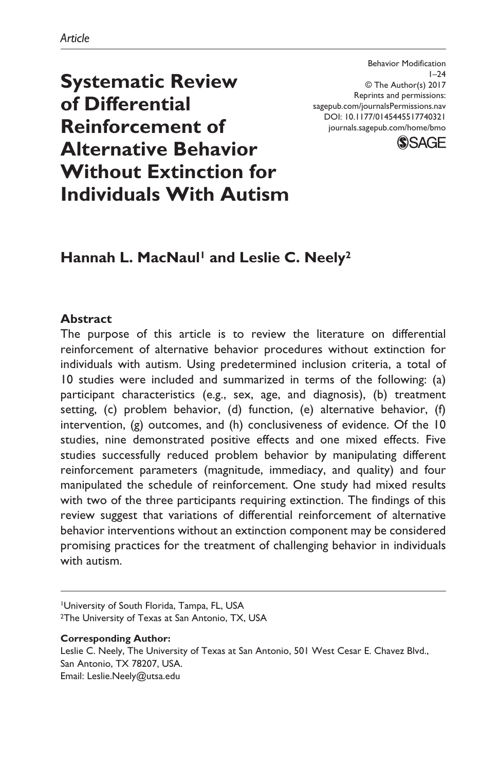*Article*

Behavior Modification
1–24
© The Author(s) 2017
Reprints and permissions:
sagepub.com/journalsPermissions.nav
DOI: 10.1177/0145445517740321
journals.sagepub.com/home/bmo

# Systematic Review of Differential Reinforcement of Alternative Behavior Without Extinction for Individuals With Autism

**Hannah L. MacNaul[1] and Leslie C. Neely[2]**

## Abstract

The purpose of this article is to review the literature on differential reinforcement of alternative behavior procedures without extinction for individuals with autism. Using predetermined inclusion criteria, a total of 10 studies were included and summarized in terms of the following: (a) participant characteristics (e.g., sex, age, and diagnosis), (b) treatment setting, (c) problem behavior, (d) function, (e) alternative behavior, (f) intervention, (g) outcomes, and (h) conclusiveness of evidence. Of the 10 studies, nine demonstrated positive effects and one mixed effects. Five studies successfully reduced problem behavior by manipulating different reinforcement parameters (magnitude, immediacy, and quality) and four manipulated the schedule of reinforcement. One study had mixed results with two of the three participants requiring extinction. The findings of this review suggest that variations of differential reinforcement of alternative behavior interventions without an extinction component may be considered promising practices for the treatment of challenging behavior in individuals with autism.

[1]University of South Florida, Tampa, FL, USA
[2]The University of Texas at San Antonio, TX, USA

**Corresponding Author:**
Leslie C. Neely, The University of Texas at San Antonio, 501 West Cesar E. Chavez Blvd., San Antonio, TX 78207, USA.
Email: Leslie.Neely@utsa.edu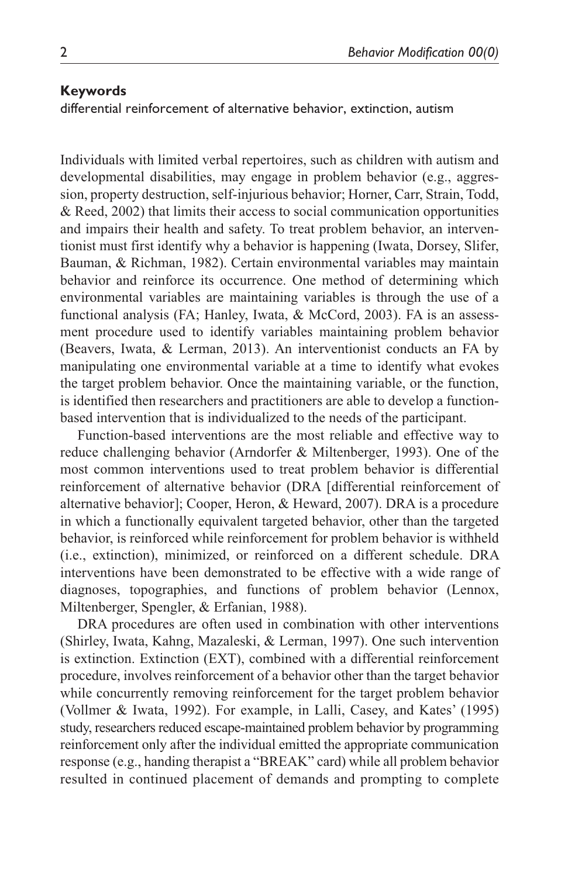**Keywords**

differential reinforcement of alternative behavior, extinction, autism

Individuals with limited verbal repertoires, such as children with autism and developmental disabilities, may engage in problem behavior (e.g., aggression, property destruction, self-injurious behavior; Horner, Carr, Strain, Todd, & Reed, 2002) that limits their access to social communication opportunities and impairs their health and safety. To treat problem behavior, an interventionist must first identify why a behavior is happening (Iwata, Dorsey, Slifer, Bauman, & Richman, 1982). Certain environmental variables may maintain behavior and reinforce its occurrence. One method of determining which environmental variables are maintaining variables is through the use of a functional analysis (FA; Hanley, Iwata, & McCord, 2003). FA is an assessment procedure used to identify variables maintaining problem behavior (Beavers, Iwata, & Lerman, 2013). An interventionist conducts an FA by manipulating one environmental variable at a time to identify what evokes the target problem behavior. Once the maintaining variable, or the function, is identified then researchers and practitioners are able to develop a function-based intervention that is individualized to the needs of the participant.

Function-based interventions are the most reliable and effective way to reduce challenging behavior (Arndorfer & Miltenberger, 1993). One of the most common interventions used to treat problem behavior is differential reinforcement of alternative behavior (DRA [differential reinforcement of alternative behavior]; Cooper, Heron, & Heward, 2007). DRA is a procedure in which a functionally equivalent targeted behavior, other than the targeted behavior, is reinforced while reinforcement for problem behavior is withheld (i.e., extinction), minimized, or reinforced on a different schedule. DRA interventions have been demonstrated to be effective with a wide range of diagnoses, topographies, and functions of problem behavior (Lennox, Miltenberger, Spengler, & Erfanian, 1988).

DRA procedures are often used in combination with other interventions (Shirley, Iwata, Kahng, Mazaleski, & Lerman, 1997). One such intervention is extinction. Extinction (EXT), combined with a differential reinforcement procedure, involves reinforcement of a behavior other than the target behavior while concurrently removing reinforcement for the target problem behavior (Vollmer & Iwata, 1992). For example, in Lalli, Casey, and Kates' (1995) study, researchers reduced escape-maintained problem behavior by programming reinforcement only after the individual emitted the appropriate communication response (e.g., handing therapist a "BREAK" card) while all problem behavior resulted in continued placement of demands and prompting to complete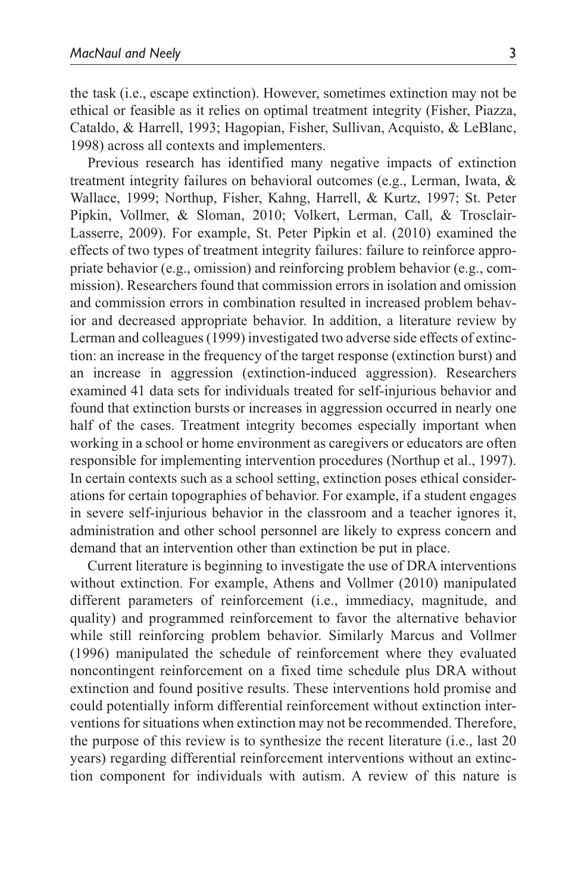the task (i.e., escape extinction). However, sometimes extinction may not be ethical or feasible as it relies on optimal treatment integrity (Fisher, Piazza, Cataldo, & Harrell, 1993; Hagopian, Fisher, Sullivan, Acquisto, & LeBlanc, 1998) across all contexts and implementers.

Previous research has identified many negative impacts of extinction treatment integrity failures on behavioral outcomes (e.g., Lerman, Iwata, & Wallace, 1999; Northup, Fisher, Kahng, Harrell, & Kurtz, 1997; St. Peter Pipkin, Vollmer, & Sloman, 2010; Volkert, Lerman, Call, & Trosclair-Lasserre, 2009). For example, St. Peter Pipkin et al. (2010) examined the effects of two types of treatment integrity failures: failure to reinforce appropriate behavior (e.g., omission) and reinforcing problem behavior (e.g., commission). Researchers found that commission errors in isolation and omission and commission errors in combination resulted in increased problem behavior and decreased appropriate behavior. In addition, a literature review by Lerman and colleagues (1999) investigated two adverse side effects of extinction: an increase in the frequency of the target response (extinction burst) and an increase in aggression (extinction-induced aggression). Researchers examined 41 data sets for individuals treated for self-injurious behavior and found that extinction bursts or increases in aggression occurred in nearly one half of the cases. Treatment integrity becomes especially important when working in a school or home environment as caregivers or educators are often responsible for implementing intervention procedures (Northup et al., 1997). In certain contexts such as a school setting, extinction poses ethical considerations for certain topographies of behavior. For example, if a student engages in severe self-injurious behavior in the classroom and a teacher ignores it, administration and other school personnel are likely to express concern and demand that an intervention other than extinction be put in place.

Current literature is beginning to investigate the use of DRA interventions without extinction. For example, Athens and Vollmer (2010) manipulated different parameters of reinforcement (i.e., immediacy, magnitude, and quality) and programmed reinforcement to favor the alternative behavior while still reinforcing problem behavior. Similarly Marcus and Vollmer (1996) manipulated the schedule of reinforcement where they evaluated noncontingent reinforcement on a fixed time schedule plus DRA without extinction and found positive results. These interventions hold promise and could potentially inform differential reinforcement without extinction interventions for situations when extinction may not be recommended. Therefore, the purpose of this review is to synthesize the recent literature (i.e., last 20 years) regarding differential reinforcement interventions without an extinction component for individuals with autism. A review of this nature is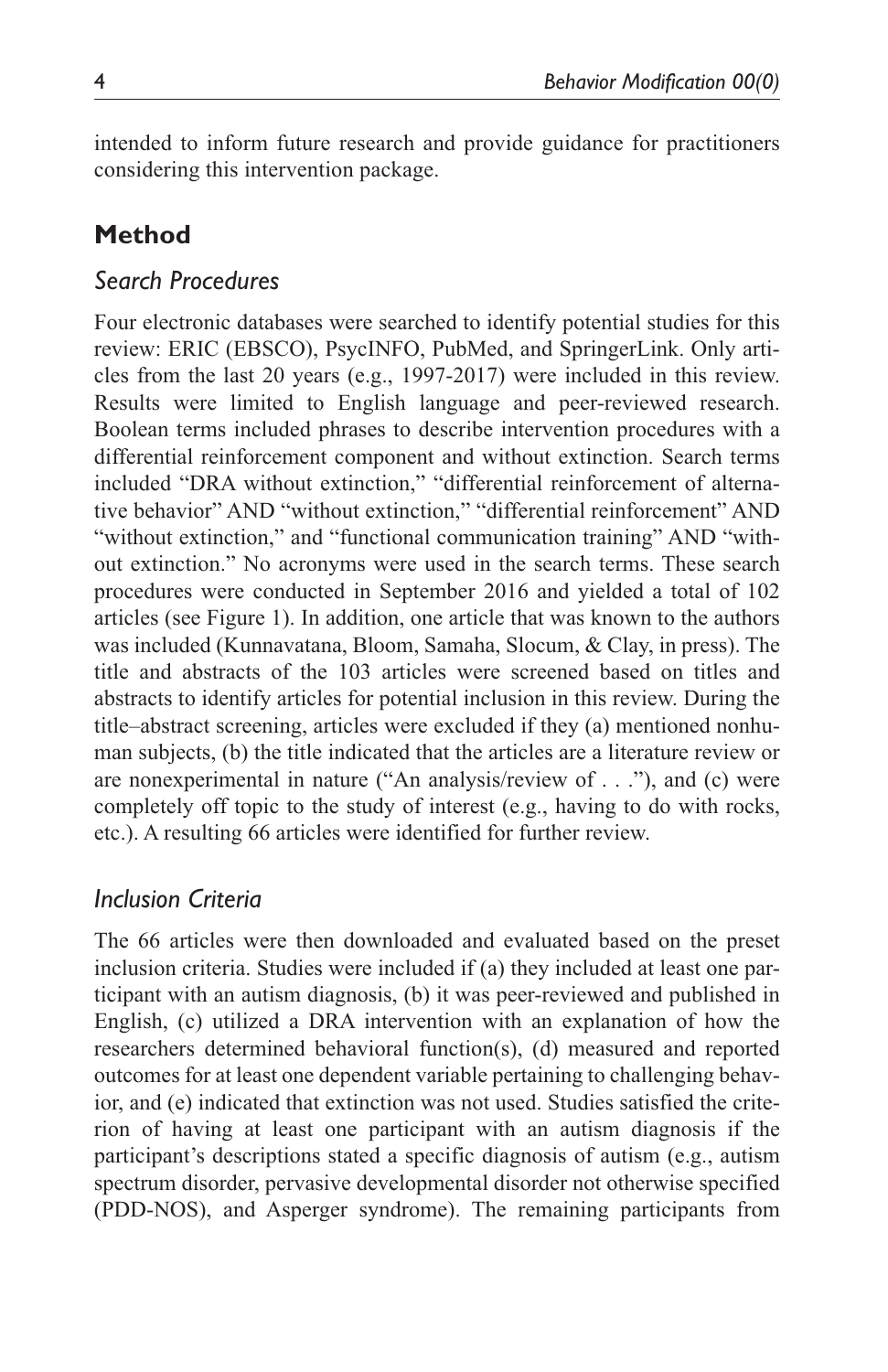intended to inform future research and provide guidance for practitioners considering this intervention package.

## Method

### *Search Procedures*

Four electronic databases were searched to identify potential studies for this review: ERIC (EBSCO), PsycINFO, PubMed, and SpringerLink. Only articles from the last 20 years (e.g., 1997-2017) were included in this review. Results were limited to English language and peer-reviewed research. Boolean terms included phrases to describe intervention procedures with a differential reinforcement component and without extinction. Search terms included "DRA without extinction," "differential reinforcement of alternative behavior" AND "without extinction," "differential reinforcement" AND "without extinction," and "functional communication training" AND "without extinction." No acronyms were used in the search terms. These search procedures were conducted in September 2016 and yielded a total of 102 articles (see Figure 1). In addition, one article that was known to the authors was included (Kunnavatana, Bloom, Samaha, Slocum, & Clay, in press). The title and abstracts of the 103 articles were screened based on titles and abstracts to identify articles for potential inclusion in this review. During the title–abstract screening, articles were excluded if they (a) mentioned nonhuman subjects, (b) the title indicated that the articles are a literature review or are nonexperimental in nature ("An analysis/review of . . ."), and (c) were completely off topic to the study of interest (e.g., having to do with rocks, etc.). A resulting 66 articles were identified for further review.

### *Inclusion Criteria*

The 66 articles were then downloaded and evaluated based on the preset inclusion criteria. Studies were included if (a) they included at least one participant with an autism diagnosis, (b) it was peer-reviewed and published in English, (c) utilized a DRA intervention with an explanation of how the researchers determined behavioral function(s), (d) measured and reported outcomes for at least one dependent variable pertaining to challenging behavior, and (e) indicated that extinction was not used. Studies satisfied the criterion of having at least one participant with an autism diagnosis if the participant's descriptions stated a specific diagnosis of autism (e.g., autism spectrum disorder, pervasive developmental disorder not otherwise specified (PDD-NOS), and Asperger syndrome). The remaining participants from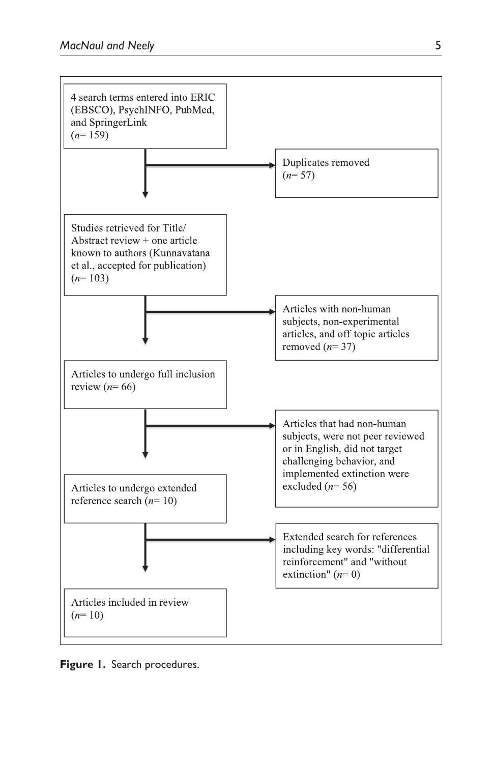4 search terms entered into ERIC (EBSCO), PsychINFO, PubMed, and SpringerLink (*n*= 159)

→ Duplicates removed (*n*= 57)

Studies retrieved for Title/Abstract review + one article known to authors (Kunnavatana et al., accepted for publication) (*n*= 103)

→ Articles with non-human subjects, non-experimental articles, and off-topic articles removed (*n*= 37)

Articles to undergo full inclusion review (*n*= 66)

→ Articles that had non-human subjects, were not peer reviewed or in English, did not target challenging behavior, and implemented extinction were excluded (*n*= 56)

Articles to undergo extended reference search (*n*= 10)

→ Extended search for references including key words: "differential reinforcement" and "without extinction" (*n*= 0)

Articles included in review (*n*= 10)

**Figure 1.** Search procedures.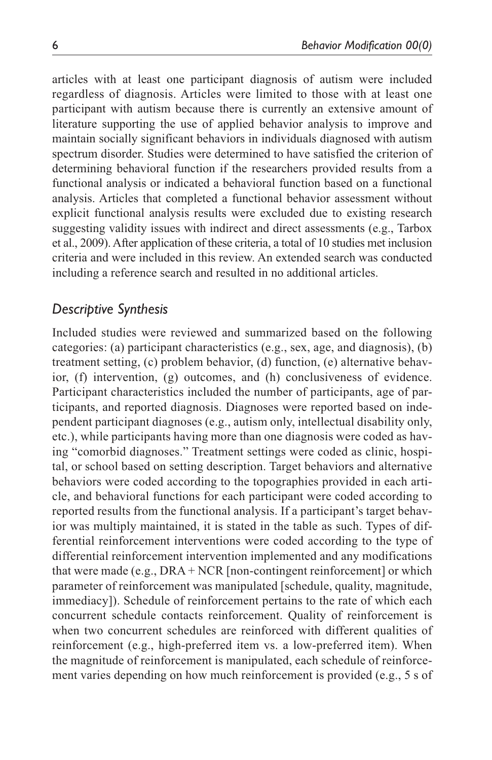articles with at least one participant diagnosis of autism were included regardless of diagnosis. Articles were limited to those with at least one participant with autism because there is currently an extensive amount of literature supporting the use of applied behavior analysis to improve and maintain socially significant behaviors in individuals diagnosed with autism spectrum disorder. Studies were determined to have satisfied the criterion of determining behavioral function if the researchers provided results from a functional analysis or indicated a behavioral function based on a functional analysis. Articles that completed a functional behavior assessment without explicit functional analysis results were excluded due to existing research suggesting validity issues with indirect and direct assessments (e.g., Tarbox et al., 2009). After application of these criteria, a total of 10 studies met inclusion criteria and were included in this review. An extended search was conducted including a reference search and resulted in no additional articles.

### *Descriptive Synthesis*

Included studies were reviewed and summarized based on the following categories: (a) participant characteristics (e.g., sex, age, and diagnosis), (b) treatment setting, (c) problem behavior, (d) function, (e) alternative behavior, (f) intervention, (g) outcomes, and (h) conclusiveness of evidence. Participant characteristics included the number of participants, age of participants, and reported diagnosis. Diagnoses were reported based on independent participant diagnoses (e.g., autism only, intellectual disability only, etc.), while participants having more than one diagnosis were coded as having "comorbid diagnoses." Treatment settings were coded as clinic, hospital, or school based on setting description. Target behaviors and alternative behaviors were coded according to the topographies provided in each article, and behavioral functions for each participant were coded according to reported results from the functional analysis. If a participant's target behavior was multiply maintained, it is stated in the table as such. Types of differential reinforcement interventions were coded according to the type of differential reinforcement intervention implemented and any modifications that were made (e.g., DRA + NCR [non-contingent reinforcement] or which parameter of reinforcement was manipulated [schedule, quality, magnitude, immediacy]). Schedule of reinforcement pertains to the rate of which each concurrent schedule contacts reinforcement. Quality of reinforcement is when two concurrent schedules are reinforced with different qualities of reinforcement (e.g., high-preferred item vs. a low-preferred item). When the magnitude of reinforcement is manipulated, each schedule of reinforcement varies depending on how much reinforcement is provided (e.g., 5 s of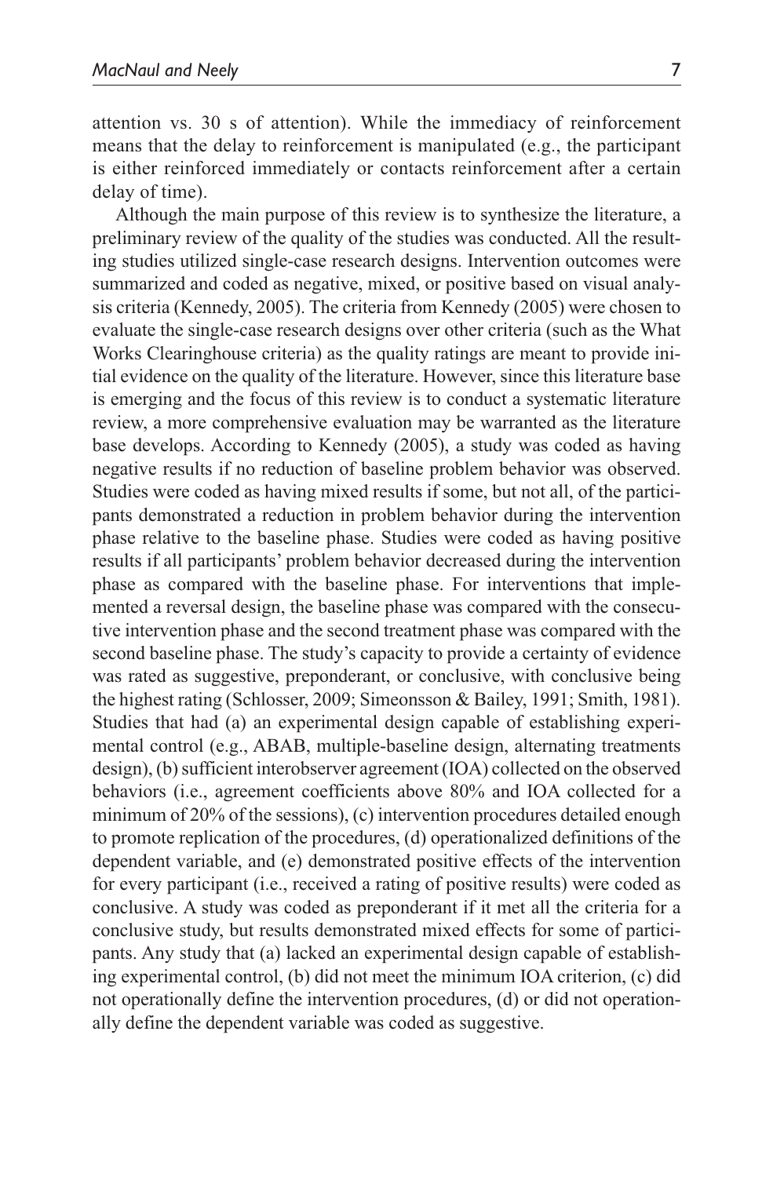attention vs. 30 s of attention). While the immediacy of reinforcement means that the delay to reinforcement is manipulated (e.g., the participant is either reinforced immediately or contacts reinforcement after a certain delay of time).

Although the main purpose of this review is to synthesize the literature, a preliminary review of the quality of the studies was conducted. All the resulting studies utilized single-case research designs. Intervention outcomes were summarized and coded as negative, mixed, or positive based on visual analysis criteria (Kennedy, 2005). The criteria from Kennedy (2005) were chosen to evaluate the single-case research designs over other criteria (such as the What Works Clearinghouse criteria) as the quality ratings are meant to provide initial evidence on the quality of the literature. However, since this literature base is emerging and the focus of this review is to conduct a systematic literature review, a more comprehensive evaluation may be warranted as the literature base develops. According to Kennedy (2005), a study was coded as having negative results if no reduction of baseline problem behavior was observed. Studies were coded as having mixed results if some, but not all, of the participants demonstrated a reduction in problem behavior during the intervention phase relative to the baseline phase. Studies were coded as having positive results if all participants' problem behavior decreased during the intervention phase as compared with the baseline phase. For interventions that implemented a reversal design, the baseline phase was compared with the consecutive intervention phase and the second treatment phase was compared with the second baseline phase. The study's capacity to provide a certainty of evidence was rated as suggestive, preponderant, or conclusive, with conclusive being the highest rating (Schlosser, 2009; Simeonsson & Bailey, 1991; Smith, 1981). Studies that had (a) an experimental design capable of establishing experimental control (e.g., ABAB, multiple-baseline design, alternating treatments design), (b) sufficient interobserver agreement (IOA) collected on the observed behaviors (i.e., agreement coefficients above 80% and IOA collected for a minimum of 20% of the sessions), (c) intervention procedures detailed enough to promote replication of the procedures, (d) operationalized definitions of the dependent variable, and (e) demonstrated positive effects of the intervention for every participant (i.e., received a rating of positive results) were coded as conclusive. A study was coded as preponderant if it met all the criteria for a conclusive study, but results demonstrated mixed effects for some of participants. Any study that (a) lacked an experimental design capable of establishing experimental control, (b) did not meet the minimum IOA criterion, (c) did not operationally define the intervention procedures, (d) or did not operationally define the dependent variable was coded as suggestive.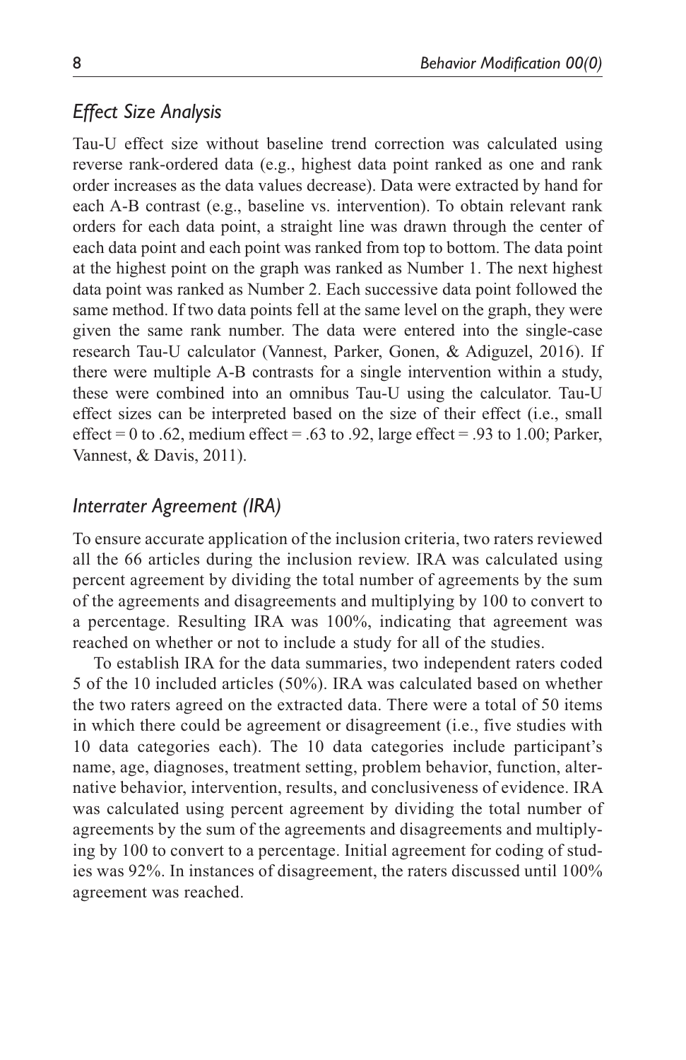### *Effect Size Analysis*

Tau-U effect size without baseline trend correction was calculated using reverse rank-ordered data (e.g., highest data point ranked as one and rank order increases as the data values decrease). Data were extracted by hand for each A-B contrast (e.g., baseline vs. intervention). To obtain relevant rank orders for each data point, a straight line was drawn through the center of each data point and each point was ranked from top to bottom. The data point at the highest point on the graph was ranked as Number 1. The next highest data point was ranked as Number 2. Each successive data point followed the same method. If two data points fell at the same level on the graph, they were given the same rank number. The data were entered into the single-case research Tau-U calculator (Vannest, Parker, Gonen, & Adiguzel, 2016). If there were multiple A-B contrasts for a single intervention within a study, these were combined into an omnibus Tau-U using the calculator. Tau-U effect sizes can be interpreted based on the size of their effect (i.e., small effect = 0 to .62, medium effect = .63 to .92, large effect = .93 to 1.00; Parker, Vannest, & Davis, 2011).

### *Interrater Agreement (IRA)*

To ensure accurate application of the inclusion criteria, two raters reviewed all the 66 articles during the inclusion review. IRA was calculated using percent agreement by dividing the total number of agreements by the sum of the agreements and disagreements and multiplying by 100 to convert to a percentage. Resulting IRA was 100%, indicating that agreement was reached on whether or not to include a study for all of the studies.

To establish IRA for the data summaries, two independent raters coded 5 of the 10 included articles (50%). IRA was calculated based on whether the two raters agreed on the extracted data. There were a total of 50 items in which there could be agreement or disagreement (i.e., five studies with 10 data categories each). The 10 data categories include participant's name, age, diagnoses, treatment setting, problem behavior, function, alternative behavior, intervention, results, and conclusiveness of evidence. IRA was calculated using percent agreement by dividing the total number of agreements by the sum of the agreements and disagreements and multiplying by 100 to convert to a percentage. Initial agreement for coding of studies was 92%. In instances of disagreement, the raters discussed until 100% agreement was reached.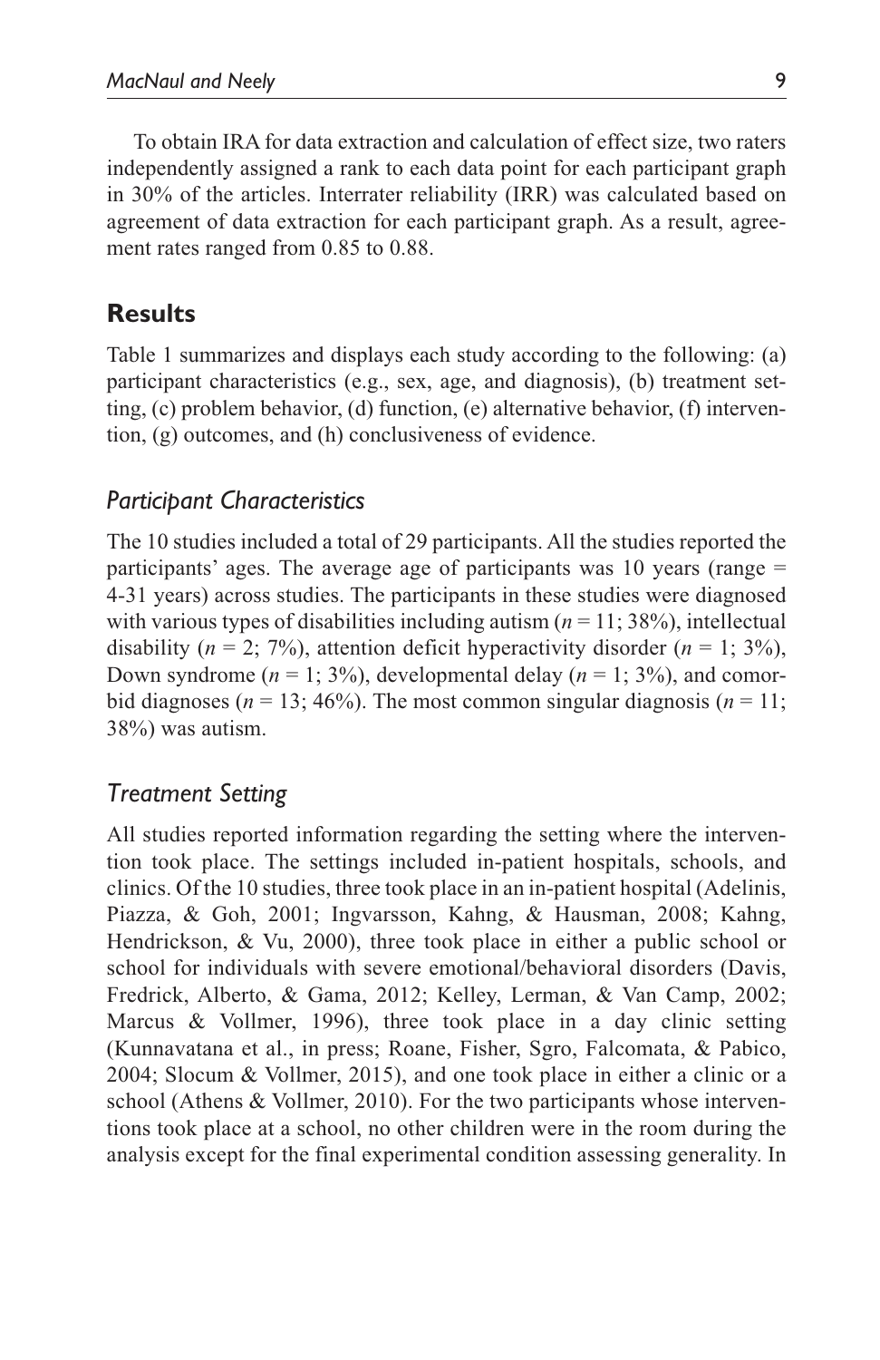To obtain IRA for data extraction and calculation of effect size, two raters independently assigned a rank to each data point for each participant graph in 30% of the articles. Interrater reliability (IRR) was calculated based on agreement of data extraction for each participant graph. As a result, agreement rates ranged from 0.85 to 0.88.

## Results

Table 1 summarizes and displays each study according to the following: (a) participant characteristics (e.g., sex, age, and diagnosis), (b) treatment setting, (c) problem behavior, (d) function, (e) alternative behavior, (f) intervention, (g) outcomes, and (h) conclusiveness of evidence.

### *Participant Characteristics*

The 10 studies included a total of 29 participants. All the studies reported the participants' ages. The average age of participants was 10 years (range = 4-31 years) across studies. The participants in these studies were diagnosed with various types of disabilities including autism ($n$ = 11; 38%), intellectual disability ($n$ = 2; 7%), attention deficit hyperactivity disorder ($n$ = 1; 3%), Down syndrome ($n$ = 1; 3%), developmental delay ($n$ = 1; 3%), and comorbid diagnoses ($n$ = 13; 46%). The most common singular diagnosis ($n$ = 11; 38%) was autism.

### *Treatment Setting*

All studies reported information regarding the setting where the intervention took place. The settings included in-patient hospitals, schools, and clinics. Of the 10 studies, three took place in an in-patient hospital (Adelinis, Piazza, & Goh, 2001; Ingvarsson, Kahng, & Hausman, 2008; Kahng, Hendrickson, & Vu, 2000), three took place in either a public school or school for individuals with severe emotional/behavioral disorders (Davis, Fredrick, Alberto, & Gama, 2012; Kelley, Lerman, & Van Camp, 2002; Marcus & Vollmer, 1996), three took place in a day clinic setting (Kunnavatana et al., in press; Roane, Fisher, Sgro, Falcomata, & Pabico, 2004; Slocum & Vollmer, 2015), and one took place in either a clinic or a school (Athens & Vollmer, 2010). For the two participants whose interventions took place at a school, no other children were in the room during the analysis except for the final experimental condition assessing generality. In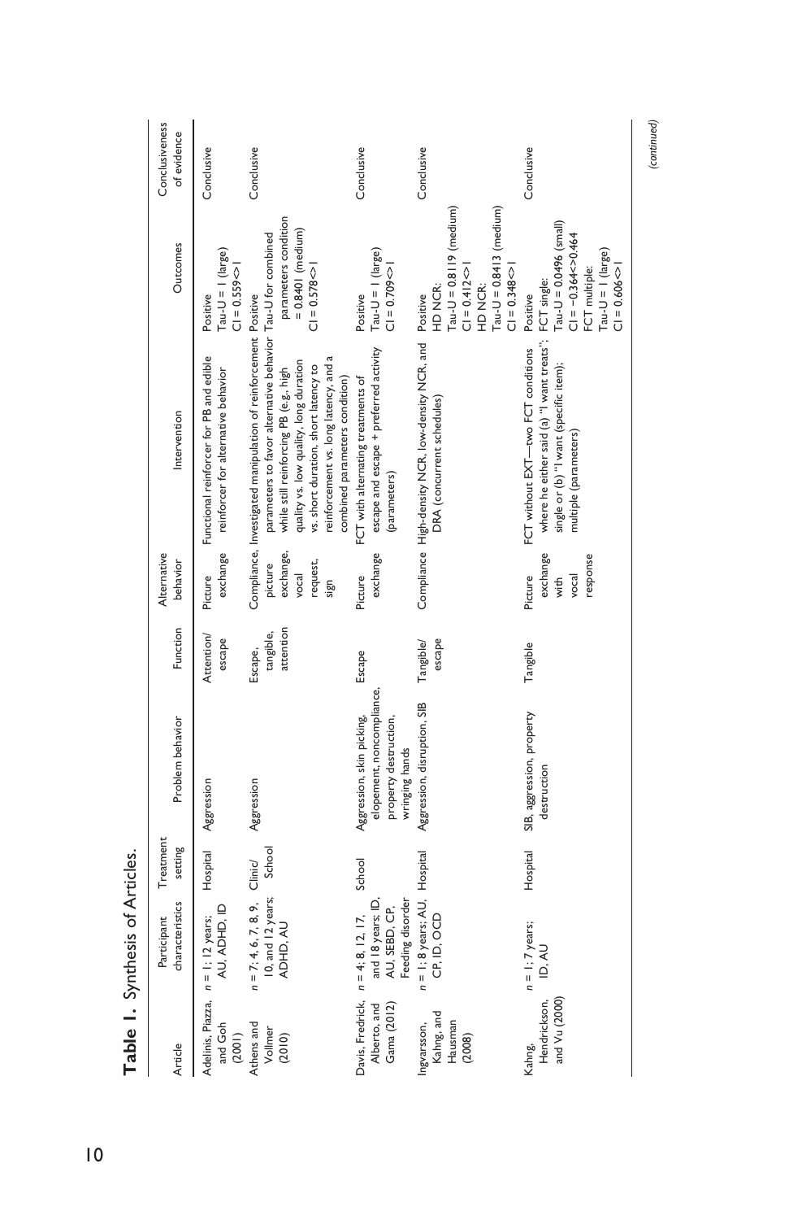**Table 1.** Synthesis of Articles.

| Article | Participant characteristics | Treatment setting | Problem behavior | Function | Alternative behavior | Intervention | Outcomes | Conclusiveness of evidence |
|---|---|---|---|---|---|---|---|---|
| Adelinis, Piazza, and Goh (2001) | n = 1; 12 years; AU, ADHD, ID | Hospital | Aggression | Attention/ escape | Picture exchange | Functional reinforcer for PB and edible reinforcer for alternative behavior | Positive Tau-U = 1 (large) CI = 0.559<>1 | Conclusive |
| Athens and Vollmer (2010) | n = 7; 4, 6, 7, 8, 9, 10, and 12 years; ADHD, AU | Clinic/ School | Aggression | Escape, tangible, attention | Compliance, picture exchange, vocal request, sign | Investigated manipulation of reinforcement parameters to favor alternative behavior while still reinforcing PB (e.g., high quality vs. low quality, long duration vs. short duration, short latency to reinforcement vs. long latency, and a combined parameters condition) | Positive Tau-U for combined parameters condition = 0.8401 (medium) CI = 0.578<>1 | Conclusive |
| Davis, Fredrick, Alberto, and Gama (2012) | n = 4; 8, 12, 17, and 18 years; ID, AU, SEBD, CP, Feeding disorder | School | Aggression, skin picking, elopement, noncompliance, property destruction, wringing hands | Escape | Picture exchange | FCT with alternating treatments of escape and escape + preferred activity (parameters) | Positive Tau-U = 1 (large) CI = 0.709<>1 | Conclusive |
| Ingvarsson, Kahng, and Hausman (2008) | n = 1; 8 years; AU, CP, ID, OCD | Hospital | Aggression, disruption, SIB | Tangible/ escape | Compliance | High-density NCR, low-density NCR, and DRA (concurrent schedules) | Positive HD NCR: Tau-U = 0.8119 (medium) CI = 0.412<>1 HD NCR: Tau-U = 0.8413 (medium) CI = 0.348<>1 | Conclusive |
| Kahng, Hendrickson, and Vu (2000) | n = 1; 7 years; ID, AU | Hospital | SIB, aggression, property destruction | Tangible | Picture exchange with vocal response | FCT without EXT—two FCT conditions where he either said (a) "I want treats"; single or (b) "I want (specific item); multiple (parameters) | Positive FCT single: Tau-U = 0.0496 (small) CI = −0.364<>0.464 FCT multiple: Tau-U = 1 (large) CI = 0.606<>1 | Conclusive |

*(continued)*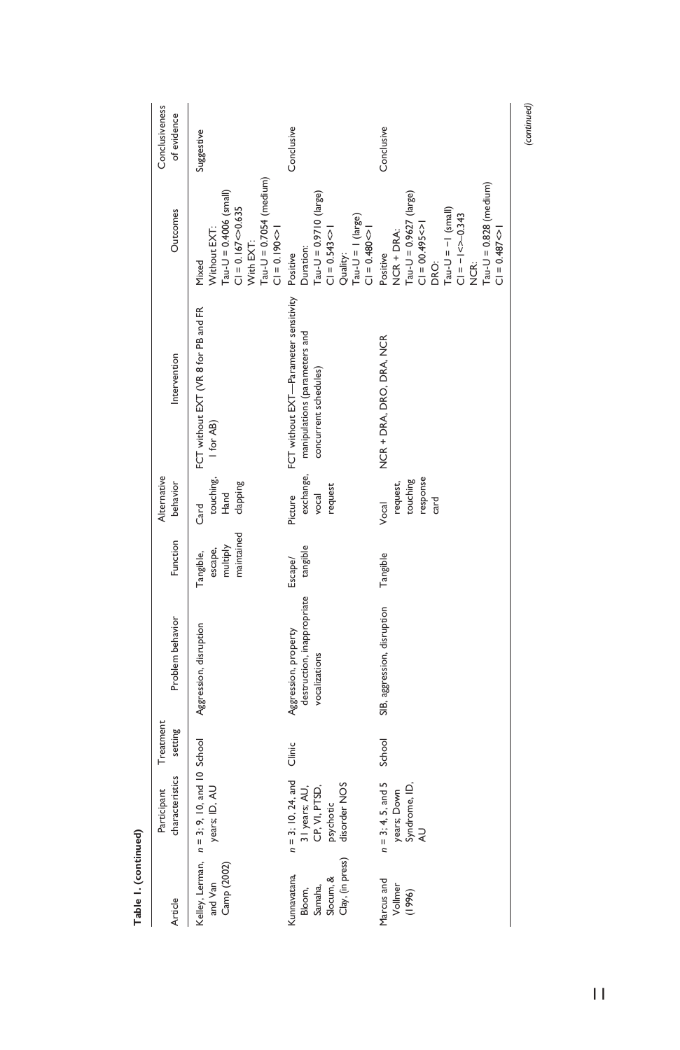**Table 1. (continued)**

| Article | Participant characteristics | Treatment setting | Problem behavior | Function | Alternative behavior | Intervention | Outcomes | Conclusiveness of evidence |
|---|---|---|---|---|---|---|---|---|
| Kelley, Lerman, and Van Camp (2002) | *n* = 3; 9, 10, and 10 years; ID, AU | School | Aggression, disruption | Tangible, escape, multiply maintained | Card touching, Hand clapping | FCT without EXT (VR 8 for PB and FR 1 for AB) | Mixed<br>Without EXT:<br>Tau-U = 0.4006 (small)<br>CI = 0.167<>0.635<br>With EXT:<br>Tau-U = 0.7054 (medium)<br>CI = 0.190<>1 | Suggestive |
| Kunnavatana, Bloom, Samaha, Slocum, & Clay, (in press) | *n* = 3; 10, 24, and 31 years; AU, CP, VI, PTSD, psychotic disorder NOS | Clinic | Aggression, property destruction, inappropriate vocalizations | Escape/tangible | Picture exchange, vocal request | FCT without EXT—Parameter sensitivity manipulations (parameters and concurrent schedules) | Positive<br>Duration:<br>Tau-U = 0.9710 (large)<br>CI = 0.543<>1<br>Quality:<br>Tau-U = 1 (large)<br>CI = 0.480<>1 | Conclusive |
| Marcus and Vollmer (1996) | *n* = 3; 4, 5, and 5 years; Down Syndrome, ID, AU | School | SIB, aggression, disruption | Tangible | Vocal request, touching response card | NCR + DRA, DRO, DRA, NCR | Positive<br>NCR + DRA:<br>Tau-U = 0.9627 (large)<br>CI = 00.495<>1<br>DRO:<br>Tau-U = −1 (small)<br>CI = −1<>−0.343<br>NCR:<br>Tau-U = 0.828 (medium)<br>CI = 0.487<>1 | Conclusive |

*(continued)*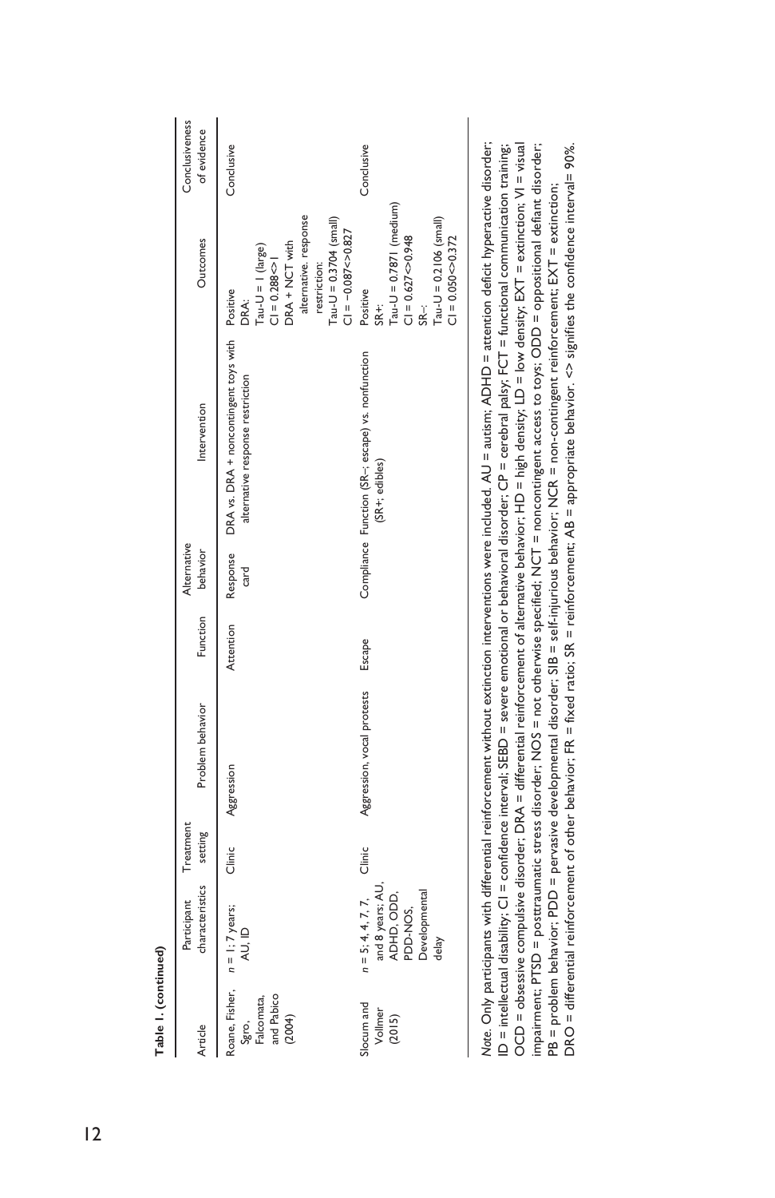**Table 1. (continued)**

| Article | Participant characteristics | Treatment setting | Problem behavior | Function | Alternative behavior | Intervention | Outcomes | Conclusiveness of evidence |
|---|---|---|---|---|---|---|---|---|
| Roane, Fisher, Sgro, Falcomata, and Pabico (2004) | *n* = 1; 7 years; AU, ID | Clinic | Aggression | Attention | Response card | DRA vs. DRA + noncontingent toys with alternative response restriction | Positive<br>DRA:<br>Tau-U = 1 (large)<br>CI = 0.288<>1<br>DRA + NCT with alternative. response restriction:<br>Tau-U = 0.3704 (small)<br>CI = −0.087<>0.827 | Conclusive |
| Slocum and Vollmer (2015) | *n* = 5; 4, 7, 7, and 8 years; AU, ADHD, ODD, PDD-NOS, Developmental delay | Clinic | Aggression, vocal protests | Escape | Compliance | Function (SR−; escape) vs. nonfunction (SR+; edibles) | Positive<br>SR+:<br>Tau-U = 0.7871 (medium)<br>CI = 0.627<>0.948<br>SR−:<br>Tau-U = 0.2106 (small)<br>CI = 0.050<>0.372 | Conclusive |

*Note.* Only participants with differential reinforcement without extinction interventions were included. AU = autism; ADHD = attention deficit hyperactive disorder; ID = intellectual disability; CI = confidence interval; SEBD = severe emotional or behavioral disorder; CP = cerebral palsy; FCT = functional communication training; OCD = obsessive compulsive disorder; DRA = differential reinforcement of alternative behavior; HD = high density; LD = low density; EXT = extinction; VI = visual impairment; PTSD = posttraumatic stress disorder; NOS = not otherwise specified; NCT = noncontingent access to toys; ODD = oppositional defiant disorder; PB = problem behavior; PDD = pervasive developmental disorder; SIB = self-injurious behavior; NCR = non-contingent reinforcement; EXT = extinction; DRO = differential reinforcement of other behavior; FR = fixed ratio; SR = reinforcement; AB = appropriate behavior. <> signifies the confidence interval= 90%.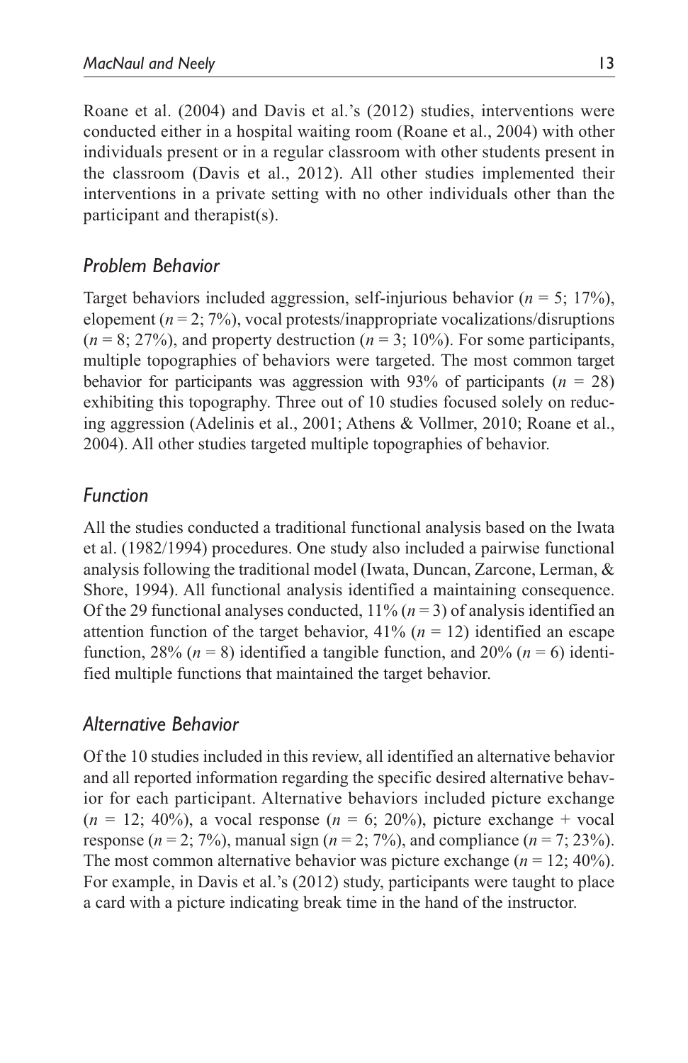Roane et al. (2004) and Davis et al.'s (2012) studies, interventions were conducted either in a hospital waiting room (Roane et al., 2004) with other individuals present or in a regular classroom with other students present in the classroom (Davis et al., 2012). All other studies implemented their interventions in a private setting with no other individuals other than the participant and therapist(s).

## *Problem Behavior*

Target behaviors included aggression, self-injurious behavior (*n* = 5; 17%), elopement (*n* = 2; 7%), vocal protests/inappropriate vocalizations/disruptions (*n* = 8; 27%), and property destruction (*n* = 3; 10%). For some participants, multiple topographies of behaviors were targeted. The most common target behavior for participants was aggression with 93% of participants (*n* = 28) exhibiting this topography. Three out of 10 studies focused solely on reducing aggression (Adelinis et al., 2001; Athens & Vollmer, 2010; Roane et al., 2004). All other studies targeted multiple topographies of behavior.

## *Function*

All the studies conducted a traditional functional analysis based on the Iwata et al. (1982/1994) procedures. One study also included a pairwise functional analysis following the traditional model (Iwata, Duncan, Zarcone, Lerman, & Shore, 1994). All functional analysis identified a maintaining consequence. Of the 29 functional analyses conducted, 11% (*n* = 3) of analysis identified an attention function of the target behavior, 41% (*n* = 12) identified an escape function, 28% (*n* = 8) identified a tangible function, and 20% (*n* = 6) identified multiple functions that maintained the target behavior.

## *Alternative Behavior*

Of the 10 studies included in this review, all identified an alternative behavior and all reported information regarding the specific desired alternative behavior for each participant. Alternative behaviors included picture exchange (*n* = 12; 40%), a vocal response (*n* = 6; 20%), picture exchange + vocal response (*n* = 2; 7%), manual sign (*n* = 2; 7%), and compliance (*n* = 7; 23%). The most common alternative behavior was picture exchange (*n* = 12; 40%). For example, in Davis et al.'s (2012) study, participants were taught to place a card with a picture indicating break time in the hand of the instructor.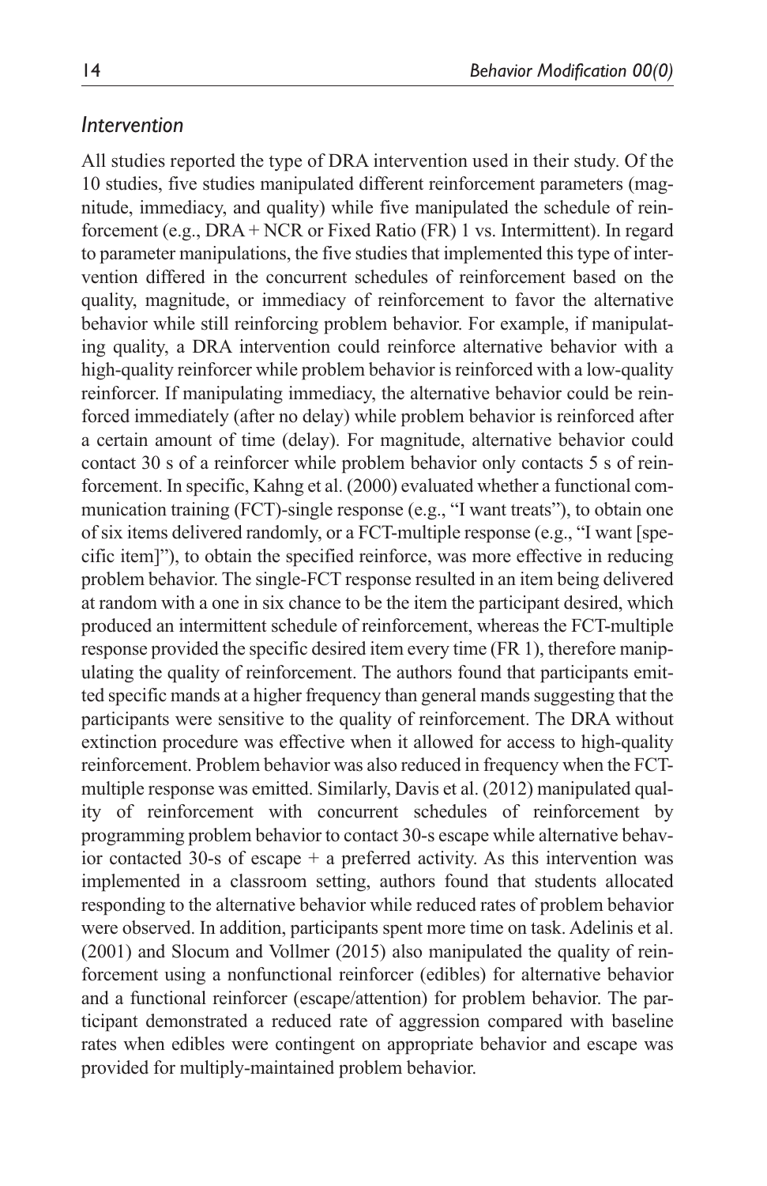### *Intervention*

All studies reported the type of DRA intervention used in their study. Of the 10 studies, five studies manipulated different reinforcement parameters (magnitude, immediacy, and quality) while five manipulated the schedule of reinforcement (e.g., DRA + NCR or Fixed Ratio (FR) 1 vs. Intermittent). In regard to parameter manipulations, the five studies that implemented this type of intervention differed in the concurrent schedules of reinforcement based on the quality, magnitude, or immediacy of reinforcement to favor the alternative behavior while still reinforcing problem behavior. For example, if manipulating quality, a DRA intervention could reinforce alternative behavior with a high-quality reinforcer while problem behavior is reinforced with a low-quality reinforcer. If manipulating immediacy, the alternative behavior could be reinforced immediately (after no delay) while problem behavior is reinforced after a certain amount of time (delay). For magnitude, alternative behavior could contact 30 s of a reinforcer while problem behavior only contacts 5 s of reinforcement. In specific, Kahng et al. (2000) evaluated whether a functional communication training (FCT)-single response (e.g., "I want treats"), to obtain one of six items delivered randomly, or a FCT-multiple response (e.g., "I want [specific item]"), to obtain the specified reinforce, was more effective in reducing problem behavior. The single-FCT response resulted in an item being delivered at random with a one in six chance to be the item the participant desired, which produced an intermittent schedule of reinforcement, whereas the FCT-multiple response provided the specific desired item every time (FR 1), therefore manipulating the quality of reinforcement. The authors found that participants emitted specific mands at a higher frequency than general mands suggesting that the participants were sensitive to the quality of reinforcement. The DRA without extinction procedure was effective when it allowed for access to high-quality reinforcement. Problem behavior was also reduced in frequency when the FCT-multiple response was emitted. Similarly, Davis et al. (2012) manipulated quality of reinforcement with concurrent schedules of reinforcement by programming problem behavior to contact 30-s escape while alternative behavior contacted 30-s of escape + a preferred activity. As this intervention was implemented in a classroom setting, authors found that students allocated responding to the alternative behavior while reduced rates of problem behavior were observed. In addition, participants spent more time on task. Adelinis et al. (2001) and Slocum and Vollmer (2015) also manipulated the quality of reinforcement using a nonfunctional reinforcer (edibles) for alternative behavior and a functional reinforcer (escape/attention) for problem behavior. The participant demonstrated a reduced rate of aggression compared with baseline rates when edibles were contingent on appropriate behavior and escape was provided for multiply-maintained problem behavior.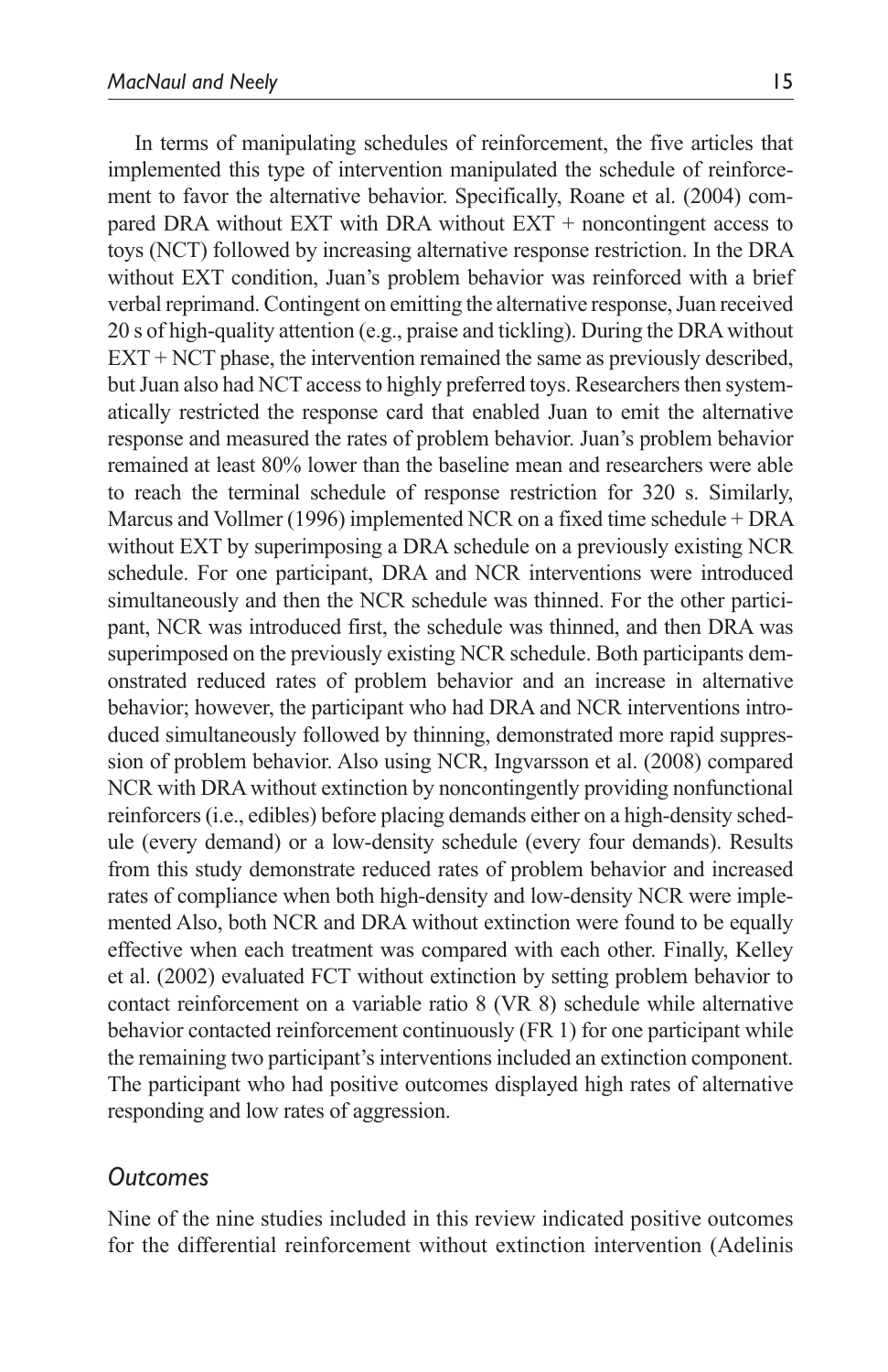In terms of manipulating schedules of reinforcement, the five articles that implemented this type of intervention manipulated the schedule of reinforcement to favor the alternative behavior. Specifically, Roane et al. (2004) compared DRA without EXT with DRA without EXT + noncontingent access to toys (NCT) followed by increasing alternative response restriction. In the DRA without EXT condition, Juan's problem behavior was reinforced with a brief verbal reprimand. Contingent on emitting the alternative response, Juan received 20 s of high-quality attention (e.g., praise and tickling). During the DRA without EXT + NCT phase, the intervention remained the same as previously described, but Juan also had NCT access to highly preferred toys. Researchers then systematically restricted the response card that enabled Juan to emit the alternative response and measured the rates of problem behavior. Juan's problem behavior remained at least 80% lower than the baseline mean and researchers were able to reach the terminal schedule of response restriction for 320 s. Similarly, Marcus and Vollmer (1996) implemented NCR on a fixed time schedule + DRA without EXT by superimposing a DRA schedule on a previously existing NCR schedule. For one participant, DRA and NCR interventions were introduced simultaneously and then the NCR schedule was thinned. For the other participant, NCR was introduced first, the schedule was thinned, and then DRA was superimposed on the previously existing NCR schedule. Both participants demonstrated reduced rates of problem behavior and an increase in alternative behavior; however, the participant who had DRA and NCR interventions introduced simultaneously followed by thinning, demonstrated more rapid suppression of problem behavior. Also using NCR, Ingvarsson et al. (2008) compared NCR with DRA without extinction by noncontingently providing nonfunctional reinforcers (i.e., edibles) before placing demands either on a high-density schedule (every demand) or a low-density schedule (every four demands). Results from this study demonstrate reduced rates of problem behavior and increased rates of compliance when both high-density and low-density NCR were implemented Also, both NCR and DRA without extinction were found to be equally effective when each treatment was compared with each other. Finally, Kelley et al. (2002) evaluated FCT without extinction by setting problem behavior to contact reinforcement on a variable ratio 8 (VR 8) schedule while alternative behavior contacted reinforcement continuously (FR 1) for one participant while the remaining two participant's interventions included an extinction component. The participant who had positive outcomes displayed high rates of alternative responding and low rates of aggression.

### *Outcomes*

Nine of the nine studies included in this review indicated positive outcomes for the differential reinforcement without extinction intervention (Adelinis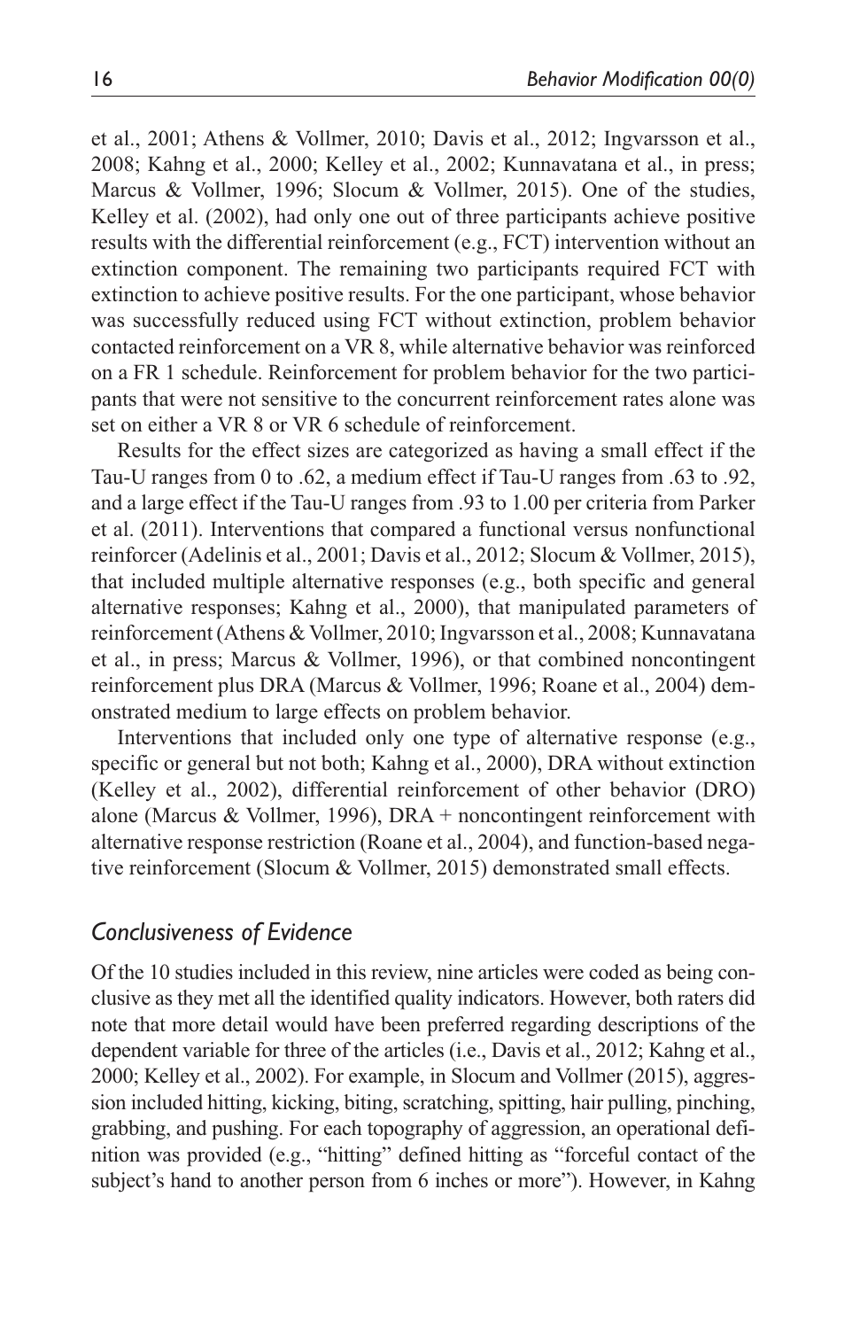et al., 2001; Athens & Vollmer, 2010; Davis et al., 2012; Ingvarsson et al., 2008; Kahng et al., 2000; Kelley et al., 2002; Kunnavatana et al., in press; Marcus & Vollmer, 1996; Slocum & Vollmer, 2015). One of the studies, Kelley et al. (2002), had only one out of three participants achieve positive results with the differential reinforcement (e.g., FCT) intervention without an extinction component. The remaining two participants required FCT with extinction to achieve positive results. For the one participant, whose behavior was successfully reduced using FCT without extinction, problem behavior contacted reinforcement on a VR 8, while alternative behavior was reinforced on a FR 1 schedule. Reinforcement for problem behavior for the two participants that were not sensitive to the concurrent reinforcement rates alone was set on either a VR 8 or VR 6 schedule of reinforcement.

Results for the effect sizes are categorized as having a small effect if the Tau-U ranges from 0 to .62, a medium effect if Tau-U ranges from .63 to .92, and a large effect if the Tau-U ranges from .93 to 1.00 per criteria from Parker et al. (2011). Interventions that compared a functional versus nonfunctional reinforcer (Adelinis et al., 2001; Davis et al., 2012; Slocum & Vollmer, 2015), that included multiple alternative responses (e.g., both specific and general alternative responses; Kahng et al., 2000), that manipulated parameters of reinforcement (Athens & Vollmer, 2010; Ingvarsson et al., 2008; Kunnavatana et al., in press; Marcus & Vollmer, 1996), or that combined noncontingent reinforcement plus DRA (Marcus & Vollmer, 1996; Roane et al., 2004) demonstrated medium to large effects on problem behavior.

Interventions that included only one type of alternative response (e.g., specific or general but not both; Kahng et al., 2000), DRA without extinction (Kelley et al., 2002), differential reinforcement of other behavior (DRO) alone (Marcus & Vollmer, 1996), DRA + noncontingent reinforcement with alternative response restriction (Roane et al., 2004), and function-based negative reinforcement (Slocum & Vollmer, 2015) demonstrated small effects.

## *Conclusiveness of Evidence*

Of the 10 studies included in this review, nine articles were coded as being conclusive as they met all the identified quality indicators. However, both raters did note that more detail would have been preferred regarding descriptions of the dependent variable for three of the articles (i.e., Davis et al., 2012; Kahng et al., 2000; Kelley et al., 2002). For example, in Slocum and Vollmer (2015), aggression included hitting, kicking, biting, scratching, spitting, hair pulling, pinching, grabbing, and pushing. For each topography of aggression, an operational definition was provided (e.g., "hitting" defined hitting as "forceful contact of the subject's hand to another person from 6 inches or more"). However, in Kahng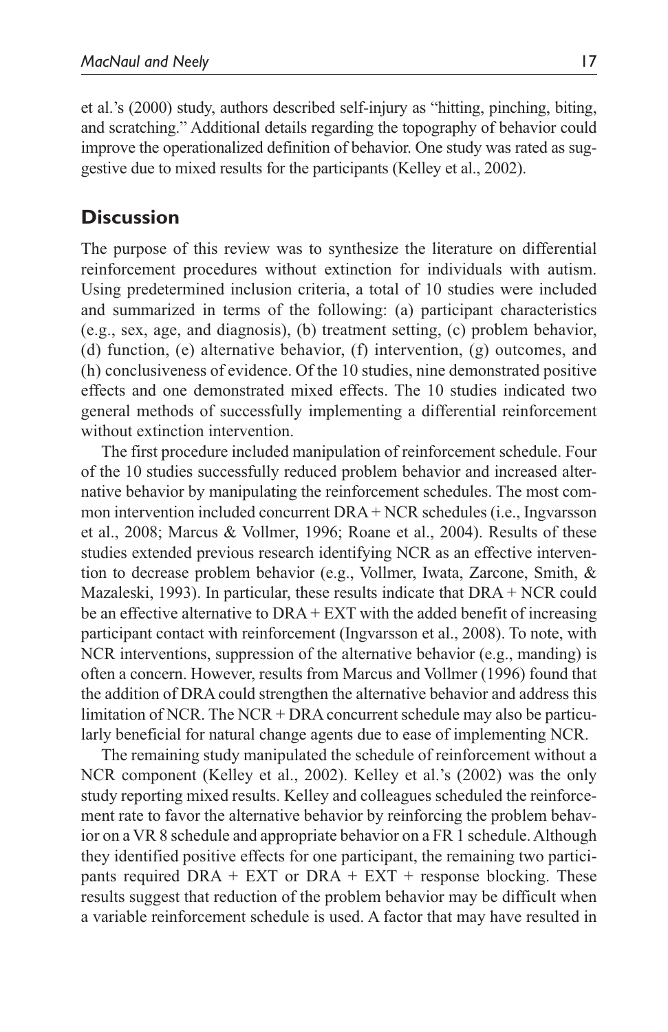et al.'s (2000) study, authors described self-injury as "hitting, pinching, biting, and scratching." Additional details regarding the topography of behavior could improve the operationalized definition of behavior. One study was rated as suggestive due to mixed results for the participants (Kelley et al., 2002).

## Discussion

The purpose of this review was to synthesize the literature on differential reinforcement procedures without extinction for individuals with autism. Using predetermined inclusion criteria, a total of 10 studies were included and summarized in terms of the following: (a) participant characteristics (e.g., sex, age, and diagnosis), (b) treatment setting, (c) problem behavior, (d) function, (e) alternative behavior, (f) intervention, (g) outcomes, and (h) conclusiveness of evidence. Of the 10 studies, nine demonstrated positive effects and one demonstrated mixed effects. The 10 studies indicated two general methods of successfully implementing a differential reinforcement without extinction intervention.

The first procedure included manipulation of reinforcement schedule. Four of the 10 studies successfully reduced problem behavior and increased alternative behavior by manipulating the reinforcement schedules. The most common intervention included concurrent DRA + NCR schedules (i.e., Ingvarsson et al., 2008; Marcus & Vollmer, 1996; Roane et al., 2004). Results of these studies extended previous research identifying NCR as an effective intervention to decrease problem behavior (e.g., Vollmer, Iwata, Zarcone, Smith, & Mazaleski, 1993). In particular, these results indicate that DRA + NCR could be an effective alternative to DRA + EXT with the added benefit of increasing participant contact with reinforcement (Ingvarsson et al., 2008). To note, with NCR interventions, suppression of the alternative behavior (e.g., manding) is often a concern. However, results from Marcus and Vollmer (1996) found that the addition of DRA could strengthen the alternative behavior and address this limitation of NCR. The NCR + DRA concurrent schedule may also be particularly beneficial for natural change agents due to ease of implementing NCR.

The remaining study manipulated the schedule of reinforcement without a NCR component (Kelley et al., 2002). Kelley et al.'s (2002) was the only study reporting mixed results. Kelley and colleagues scheduled the reinforcement rate to favor the alternative behavior by reinforcing the problem behavior on a VR 8 schedule and appropriate behavior on a FR 1 schedule. Although they identified positive effects for one participant, the remaining two participants required DRA + EXT or DRA + EXT + response blocking. These results suggest that reduction of the problem behavior may be difficult when a variable reinforcement schedule is used. A factor that may have resulted in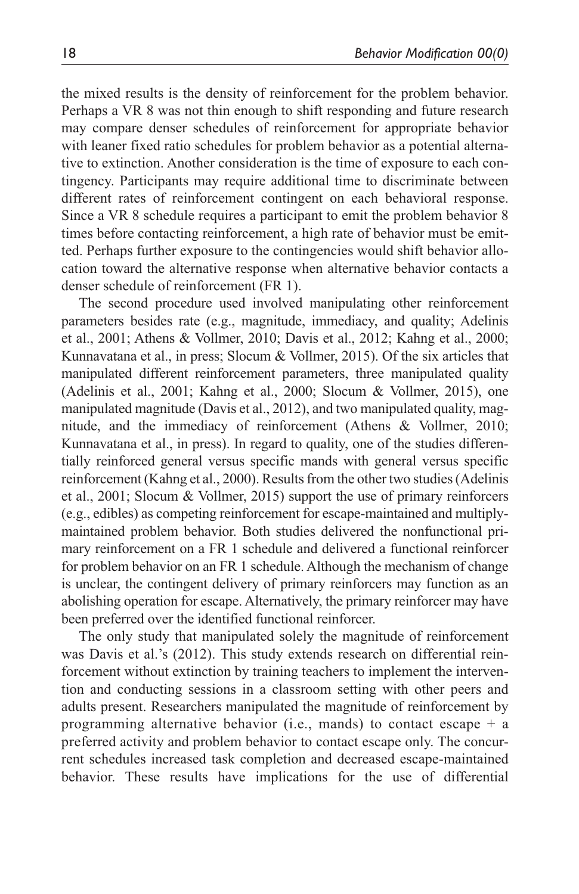the mixed results is the density of reinforcement for the problem behavior. Perhaps a VR 8 was not thin enough to shift responding and future research may compare denser schedules of reinforcement for appropriate behavior with leaner fixed ratio schedules for problem behavior as a potential alternative to extinction. Another consideration is the time of exposure to each contingency. Participants may require additional time to discriminate between different rates of reinforcement contingent on each behavioral response. Since a VR 8 schedule requires a participant to emit the problem behavior 8 times before contacting reinforcement, a high rate of behavior must be emitted. Perhaps further exposure to the contingencies would shift behavior allocation toward the alternative response when alternative behavior contacts a denser schedule of reinforcement (FR 1).

The second procedure used involved manipulating other reinforcement parameters besides rate (e.g., magnitude, immediacy, and quality; Adelinis et al., 2001; Athens & Vollmer, 2010; Davis et al., 2012; Kahng et al., 2000; Kunnavatana et al., in press; Slocum & Vollmer, 2015). Of the six articles that manipulated different reinforcement parameters, three manipulated quality (Adelinis et al., 2001; Kahng et al., 2000; Slocum & Vollmer, 2015), one manipulated magnitude (Davis et al., 2012), and two manipulated quality, magnitude, and the immediacy of reinforcement (Athens & Vollmer, 2010; Kunnavatana et al., in press). In regard to quality, one of the studies differentially reinforced general versus specific mands with general versus specific reinforcement (Kahng et al., 2000). Results from the other two studies (Adelinis et al., 2001; Slocum & Vollmer, 2015) support the use of primary reinforcers (e.g., edibles) as competing reinforcement for escape-maintained and multiply-maintained problem behavior. Both studies delivered the nonfunctional primary reinforcement on a FR 1 schedule and delivered a functional reinforcer for problem behavior on an FR 1 schedule. Although the mechanism of change is unclear, the contingent delivery of primary reinforcers may function as an abolishing operation for escape. Alternatively, the primary reinforcer may have been preferred over the identified functional reinforcer.

The only study that manipulated solely the magnitude of reinforcement was Davis et al.'s (2012). This study extends research on differential reinforcement without extinction by training teachers to implement the intervention and conducting sessions in a classroom setting with other peers and adults present. Researchers manipulated the magnitude of reinforcement by programming alternative behavior (i.e., mands) to contact escape + a preferred activity and problem behavior to contact escape only. The concurrent schedules increased task completion and decreased escape-maintained behavior. These results have implications for the use of differential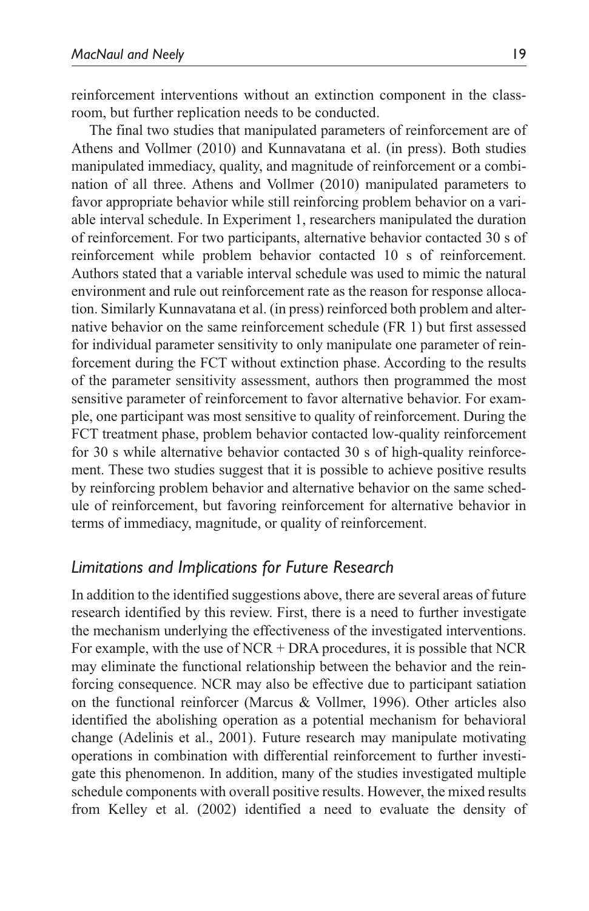reinforcement interventions without an extinction component in the classroom, but further replication needs to be conducted.

The final two studies that manipulated parameters of reinforcement are of Athens and Vollmer (2010) and Kunnavatana et al. (in press). Both studies manipulated immediacy, quality, and magnitude of reinforcement or a combination of all three. Athens and Vollmer (2010) manipulated parameters to favor appropriate behavior while still reinforcing problem behavior on a variable interval schedule. In Experiment 1, researchers manipulated the duration of reinforcement. For two participants, alternative behavior contacted 30 s of reinforcement while problem behavior contacted 10 s of reinforcement. Authors stated that a variable interval schedule was used to mimic the natural environment and rule out reinforcement rate as the reason for response allocation. Similarly Kunnavatana et al. (in press) reinforced both problem and alternative behavior on the same reinforcement schedule (FR 1) but first assessed for individual parameter sensitivity to only manipulate one parameter of reinforcement during the FCT without extinction phase. According to the results of the parameter sensitivity assessment, authors then programmed the most sensitive parameter of reinforcement to favor alternative behavior. For example, one participant was most sensitive to quality of reinforcement. During the FCT treatment phase, problem behavior contacted low-quality reinforcement for 30 s while alternative behavior contacted 30 s of high-quality reinforcement. These two studies suggest that it is possible to achieve positive results by reinforcing problem behavior and alternative behavior on the same schedule of reinforcement, but favoring reinforcement for alternative behavior in terms of immediacy, magnitude, or quality of reinforcement.

## *Limitations and Implications for Future Research*

In addition to the identified suggestions above, there are several areas of future research identified by this review. First, there is a need to further investigate the mechanism underlying the effectiveness of the investigated interventions. For example, with the use of NCR + DRA procedures, it is possible that NCR may eliminate the functional relationship between the behavior and the reinforcing consequence. NCR may also be effective due to participant satiation on the functional reinforcer (Marcus & Vollmer, 1996). Other articles also identified the abolishing operation as a potential mechanism for behavioral change (Adelinis et al., 2001). Future research may manipulate motivating operations in combination with differential reinforcement to further investigate this phenomenon. In addition, many of the studies investigated multiple schedule components with overall positive results. However, the mixed results from Kelley et al. (2002) identified a need to evaluate the density of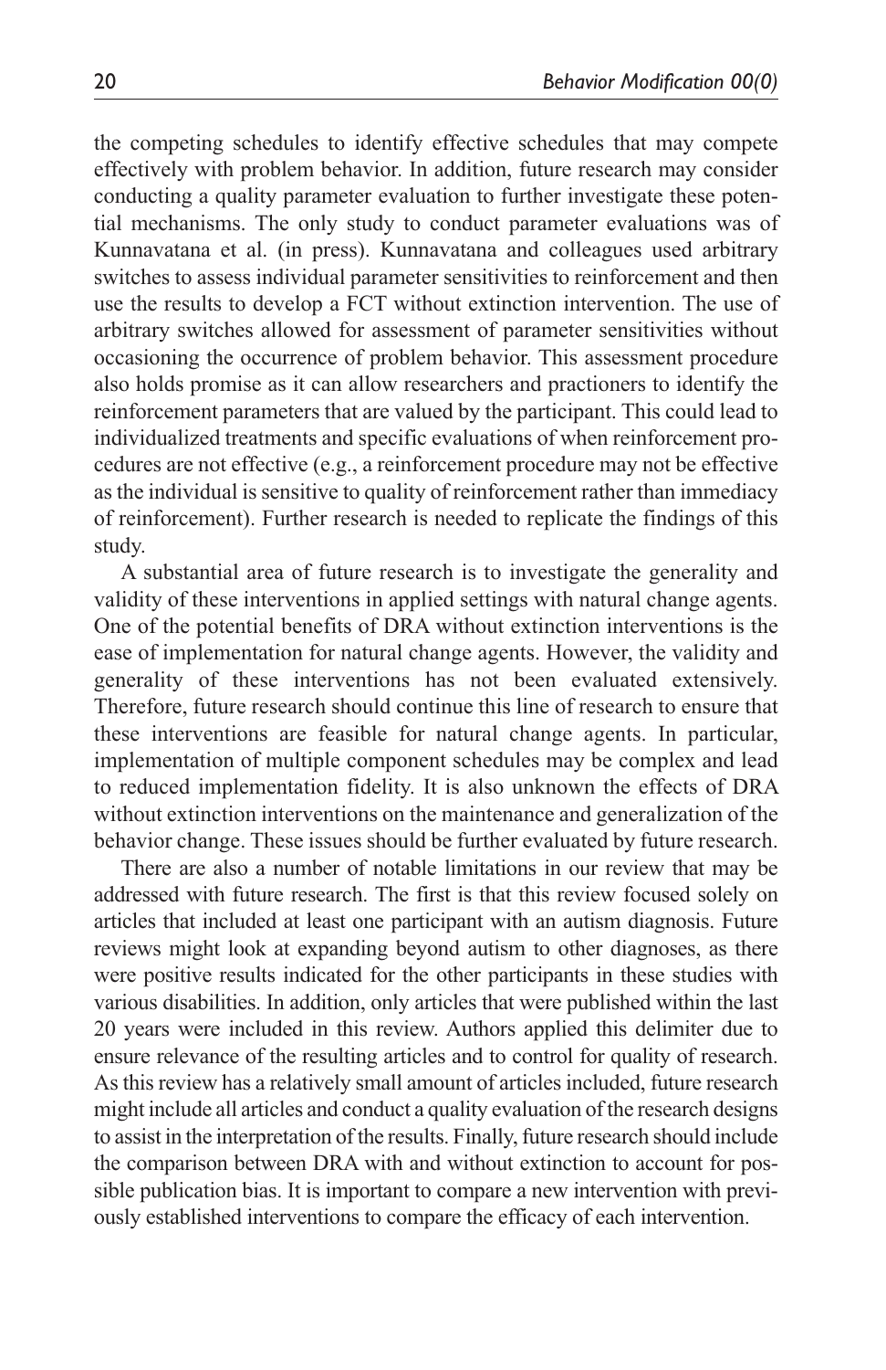the competing schedules to identify effective schedules that may compete effectively with problem behavior. In addition, future research may consider conducting a quality parameter evaluation to further investigate these potential mechanisms. The only study to conduct parameter evaluations was of Kunnavatana et al. (in press). Kunnavatana and colleagues used arbitrary switches to assess individual parameter sensitivities to reinforcement and then use the results to develop a FCT without extinction intervention. The use of arbitrary switches allowed for assessment of parameter sensitivities without occasioning the occurrence of problem behavior. This assessment procedure also holds promise as it can allow researchers and practioners to identify the reinforcement parameters that are valued by the participant. This could lead to individualized treatments and specific evaluations of when reinforcement procedures are not effective (e.g., a reinforcement procedure may not be effective as the individual is sensitive to quality of reinforcement rather than immediacy of reinforcement). Further research is needed to replicate the findings of this study.

A substantial area of future research is to investigate the generality and validity of these interventions in applied settings with natural change agents. One of the potential benefits of DRA without extinction interventions is the ease of implementation for natural change agents. However, the validity and generality of these interventions has not been evaluated extensively. Therefore, future research should continue this line of research to ensure that these interventions are feasible for natural change agents. In particular, implementation of multiple component schedules may be complex and lead to reduced implementation fidelity. It is also unknown the effects of DRA without extinction interventions on the maintenance and generalization of the behavior change. These issues should be further evaluated by future research.

There are also a number of notable limitations in our review that may be addressed with future research. The first is that this review focused solely on articles that included at least one participant with an autism diagnosis. Future reviews might look at expanding beyond autism to other diagnoses, as there were positive results indicated for the other participants in these studies with various disabilities. In addition, only articles that were published within the last 20 years were included in this review. Authors applied this delimiter due to ensure relevance of the resulting articles and to control for quality of research. As this review has a relatively small amount of articles included, future research might include all articles and conduct a quality evaluation of the research designs to assist in the interpretation of the results. Finally, future research should include the comparison between DRA with and without extinction to account for possible publication bias. It is important to compare a new intervention with previously established interventions to compare the efficacy of each intervention.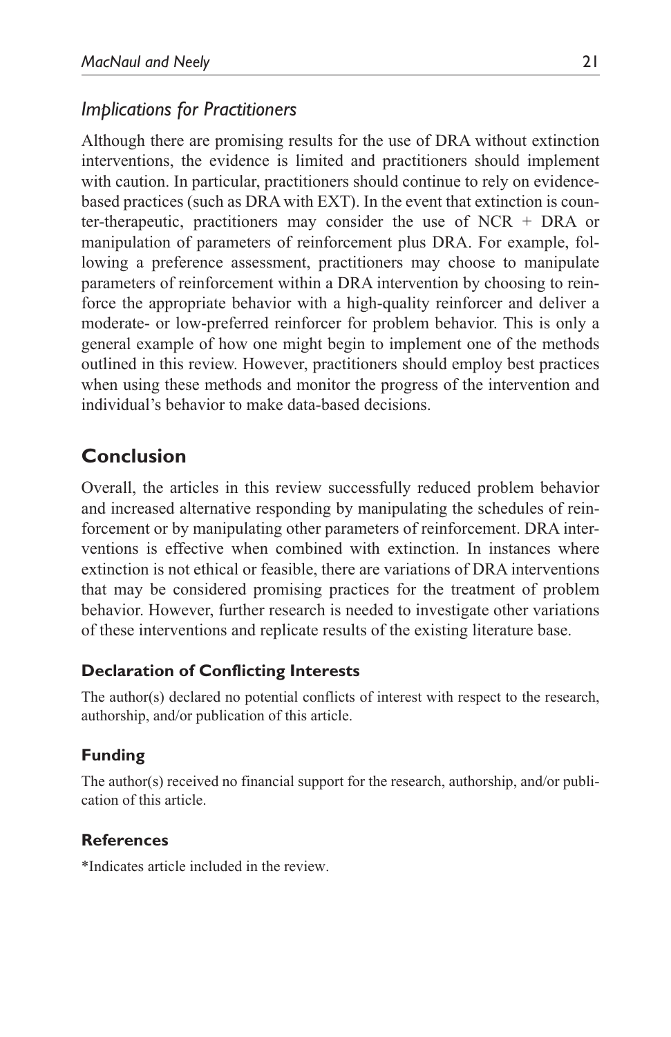### *Implications for Practitioners*

Although there are promising results for the use of DRA without extinction interventions, the evidence is limited and practitioners should implement with caution. In particular, practitioners should continue to rely on evidence-based practices (such as DRA with EXT). In the event that extinction is counter-therapeutic, practitioners may consider the use of NCR + DRA or manipulation of parameters of reinforcement plus DRA. For example, following a preference assessment, practitioners may choose to manipulate parameters of reinforcement within a DRA intervention by choosing to reinforce the appropriate behavior with a high-quality reinforcer and deliver a moderate- or low-preferred reinforcer for problem behavior. This is only a general example of how one might begin to implement one of the methods outlined in this review. However, practitioners should employ best practices when using these methods and monitor the progress of the intervention and individual's behavior to make data-based decisions.

## Conclusion

Overall, the articles in this review successfully reduced problem behavior and increased alternative responding by manipulating the schedules of reinforcement or by manipulating other parameters of reinforcement. DRA interventions is effective when combined with extinction. In instances where extinction is not ethical or feasible, there are variations of DRA interventions that may be considered promising practices for the treatment of problem behavior. However, further research is needed to investigate other variations of these interventions and replicate results of the existing literature base.

#### Declaration of Conflicting Interests

The author(s) declared no potential conflicts of interest with respect to the research, authorship, and/or publication of this article.

#### Funding

The author(s) received no financial support for the research, authorship, and/or publication of this article.

#### References

*Indicates article included in the review.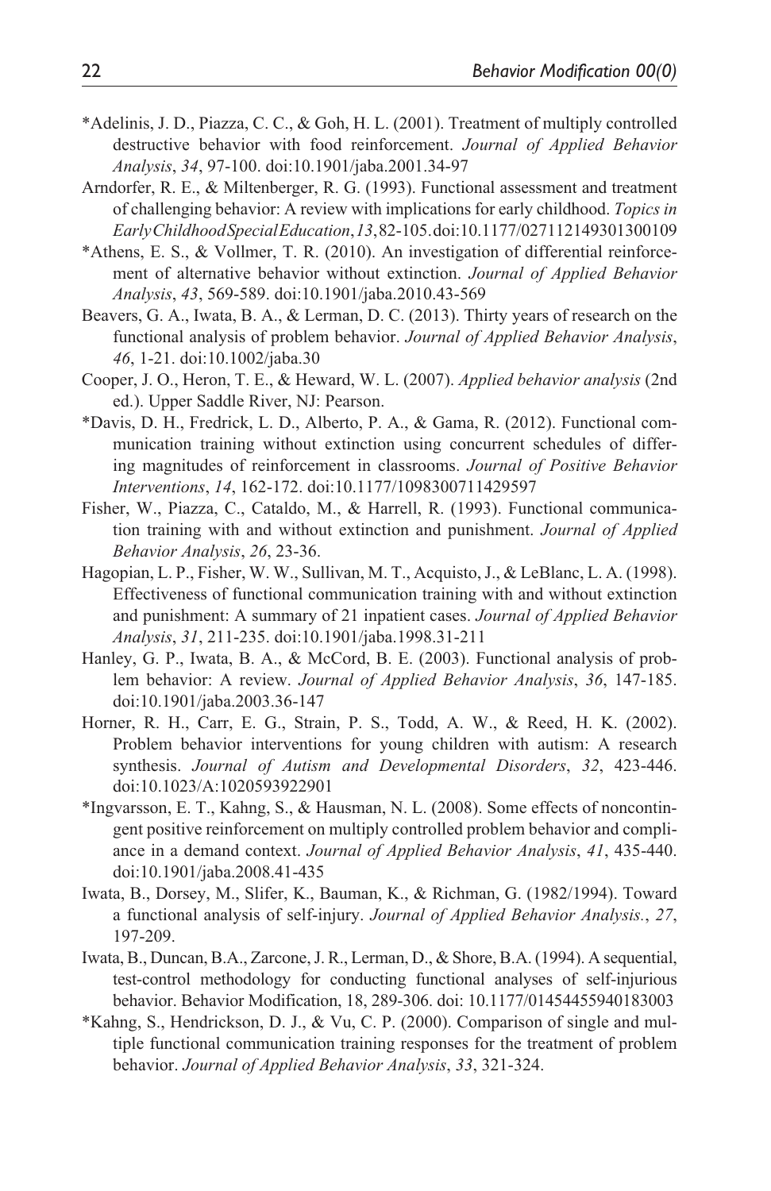*Adelinis, J. D., Piazza, C. C., & Goh, H. L. (2001). Treatment of multiply controlled destructive behavior with food reinforcement. *Journal of Applied Behavior Analysis*, *34*, 97-100. doi:10.1901/jaba.2001.34-97

Arndorfer, R. E., & Miltenberger, R. G. (1993). Functional assessment and treatment of challenging behavior: A review with implications for early childhood. *Topics in Early Childhood Special Education*, *13*, 82-105. doi:10.1177/027112149301300109

*Athens, E. S., & Vollmer, T. R. (2010). An investigation of differential reinforcement of alternative behavior without extinction. *Journal of Applied Behavior Analysis*, *43*, 569-589. doi:10.1901/jaba.2010.43-569

Beavers, G. A., Iwata, B. A., & Lerman, D. C. (2013). Thirty years of research on the functional analysis of problem behavior. *Journal of Applied Behavior Analysis*, *46*, 1-21. doi:10.1002/jaba.30

Cooper, J. O., Heron, T. E., & Heward, W. L. (2007). *Applied behavior analysis* (2nd ed.). Upper Saddle River, NJ: Pearson.

*Davis, D. H., Fredrick, L. D., Alberto, P. A., & Gama, R. (2012). Functional communication training without extinction using concurrent schedules of differing magnitudes of reinforcement in classrooms. *Journal of Positive Behavior Interventions*, *14*, 162-172. doi:10.1177/1098300711429597

Fisher, W., Piazza, C., Cataldo, M., & Harrell, R. (1993). Functional communication training with and without extinction and punishment. *Journal of Applied Behavior Analysis*, *26*, 23-36.

Hagopian, L. P., Fisher, W. W., Sullivan, M. T., Acquisto, J., & LeBlanc, L. A. (1998). Effectiveness of functional communication training with and without extinction and punishment: A summary of 21 inpatient cases. *Journal of Applied Behavior Analysis*, *31*, 211-235. doi:10.1901/jaba.1998.31-211

Hanley, G. P., Iwata, B. A., & McCord, B. E. (2003). Functional analysis of problem behavior: A review. *Journal of Applied Behavior Analysis*, *36*, 147-185. doi:10.1901/jaba.2003.36-147

Horner, R. H., Carr, E. G., Strain, P. S., Todd, A. W., & Reed, H. K. (2002). Problem behavior interventions for young children with autism: A research synthesis. *Journal of Autism and Developmental Disorders*, *32*, 423-446. doi:10.1023/A:1020593922901

*Ingvarsson, E. T., Kahng, S., & Hausman, N. L. (2008). Some effects of noncontingent positive reinforcement on multiply controlled problem behavior and compliance in a demand context. *Journal of Applied Behavior Analysis*, *41*, 435-440. doi:10.1901/jaba.2008.41-435

Iwata, B., Dorsey, M., Slifer, K., Bauman, K., & Richman, G. (1982/1994). Toward a functional analysis of self-injury. *Journal of Applied Behavior Analysis.*, *27*, 197-209.

Iwata, B., Duncan, B.A., Zarcone, J. R., Lerman, D., & Shore, B.A. (1994). A sequential, test-control methodology for conducting functional analyses of self-injurious behavior. Behavior Modification, 18, 289-306. doi: 10.1177/01454455940183003

*Kahng, S., Hendrickson, D. J., & Vu, C. P. (2000). Comparison of single and multiple functional communication training responses for the treatment of problem behavior. *Journal of Applied Behavior Analysis*, *33*, 321-324.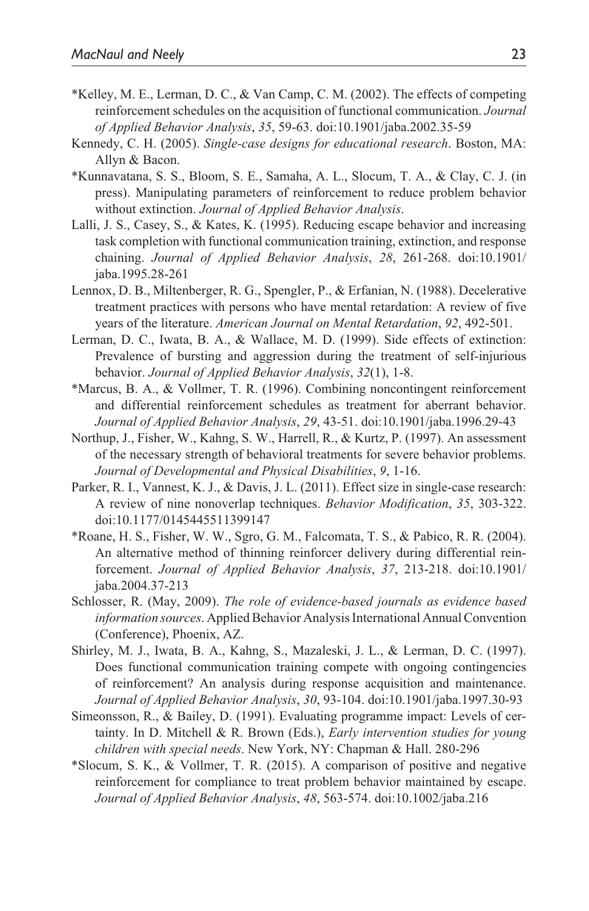*Kelley, M. E., Lerman, D. C., & Van Camp, C. M. (2002). The effects of competing reinforcement schedules on the acquisition of functional communication. *Journal of Applied Behavior Analysis*, *35*, 59-63. doi:10.1901/jaba.2002.35-59

Kennedy, C. H. (2005). *Single-case designs for educational research*. Boston, MA: Allyn & Bacon.

*Kunnavatana, S. S., Bloom, S. E., Samaha, A. L., Slocum, T. A., & Clay, C. J. (in press). Manipulating parameters of reinforcement to reduce problem behavior without extinction. *Journal of Applied Behavior Analysis*.

Lalli, J. S., Casey, S., & Kates, K. (1995). Reducing escape behavior and increasing task completion with functional communication training, extinction, and response chaining. *Journal of Applied Behavior Analysis*, *28*, 261-268. doi:10.1901/jaba.1995.28-261

Lennox, D. B., Miltenberger, R. G., Spengler, P., & Erfanian, N. (1988). Decelerative treatment practices with persons who have mental retardation: A review of five years of the literature. *American Journal on Mental Retardation*, *92*, 492-501.

Lerman, D. C., Iwata, B. A., & Wallace, M. D. (1999). Side effects of extinction: Prevalence of bursting and aggression during the treatment of self-injurious behavior. *Journal of Applied Behavior Analysis*, *32*(1), 1-8.

*Marcus, B. A., & Vollmer, T. R. (1996). Combining noncontingent reinforcement and differential reinforcement schedules as treatment for aberrant behavior. *Journal of Applied Behavior Analysis*, *29*, 43-51. doi:10.1901/jaba.1996.29-43

Northup, J., Fisher, W., Kahng, S. W., Harrell, R., & Kurtz, P. (1997). An assessment of the necessary strength of behavioral treatments for severe behavior problems. *Journal of Developmental and Physical Disabilities*, *9*, 1-16.

Parker, R. I., Vannest, K. J., & Davis, J. L. (2011). Effect size in single-case research: A review of nine nonoverlap techniques. *Behavior Modification*, *35*, 303-322. doi:10.1177/0145445511399147

*Roane, H. S., Fisher, W. W., Sgro, G. M., Falcomata, T. S., & Pabico, R. R. (2004). An alternative method of thinning reinforcer delivery during differential reinforcement. *Journal of Applied Behavior Analysis*, *37*, 213-218. doi:10.1901/jaba.2004.37-213

Schlosser, R. (May, 2009). *The role of evidence-based journals as evidence based information sources*. Applied Behavior Analysis International Annual Convention (Conference), Phoenix, AZ.

Shirley, M. J., Iwata, B. A., Kahng, S., Mazaleski, J. L., & Lerman, D. C. (1997). Does functional communication training compete with ongoing contingencies of reinforcement? An analysis during response acquisition and maintenance. *Journal of Applied Behavior Analysis*, *30*, 93-104. doi:10.1901/jaba.1997.30-93

Simeonsson, R., & Bailey, D. (1991). Evaluating programme impact: Levels of certainty. In D. Mitchell & R. Brown (Eds.), *Early intervention studies for young children with special needs*. New York, NY: Chapman & Hall. 280-296

*Slocum, S. K., & Vollmer, T. R. (2015). A comparison of positive and negative reinforcement for compliance to treat problem behavior maintained by escape. *Journal of Applied Behavior Analysis*, *48*, 563-574. doi:10.1002/jaba.216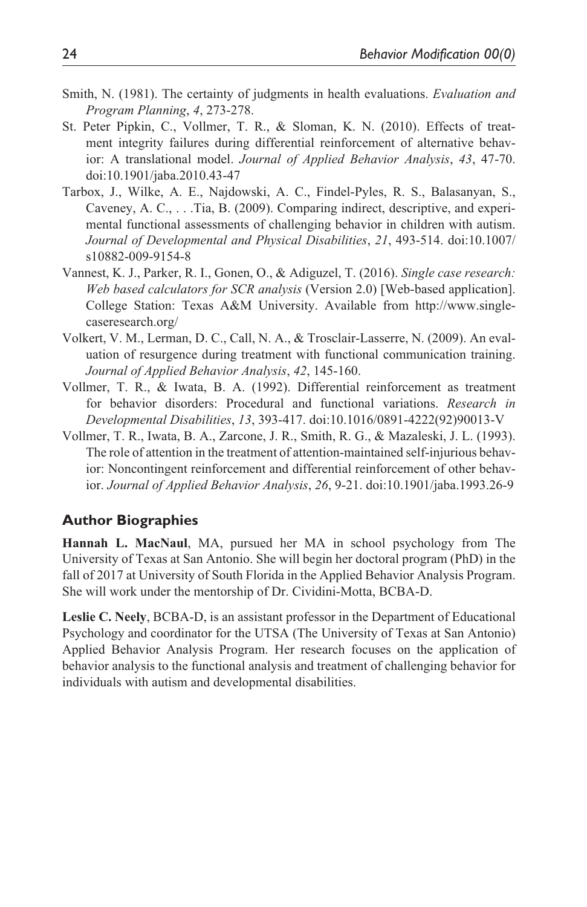Smith, N. (1981). The certainty of judgments in health evaluations. *Evaluation and Program Planning*, *4*, 273-278.

St. Peter Pipkin, C., Vollmer, T. R., & Sloman, K. N. (2010). Effects of treatment integrity failures during differential reinforcement of alternative behavior: A translational model. *Journal of Applied Behavior Analysis*, *43*, 47-70. doi:10.1901/jaba.2010.43-47

Tarbox, J., Wilke, A. E., Najdowski, A. C., Findel-Pyles, R. S., Balasanyan, S., Caveney, A. C., . . .Tia, B. (2009). Comparing indirect, descriptive, and experimental functional assessments of challenging behavior in children with autism. *Journal of Developmental and Physical Disabilities*, *21*, 493-514. doi:10.1007/s10882-009-9154-8

Vannest, K. J., Parker, R. I., Gonen, O., & Adiguzel, T. (2016). *Single case research: Web based calculators for SCR analysis* (Version 2.0) [Web-based application]. College Station: Texas A&M University. Available from http://www.singlecaseresearch.org/

Volkert, V. M., Lerman, D. C., Call, N. A., & Trosclair-Lasserre, N. (2009). An evaluation of resurgence during treatment with functional communication training. *Journal of Applied Behavior Analysis*, *42*, 145-160.

Vollmer, T. R., & Iwata, B. A. (1992). Differential reinforcement as treatment for behavior disorders: Procedural and functional variations. *Research in Developmental Disabilities*, *13*, 393-417. doi:10.1016/0891-4222(92)90013-V

Vollmer, T. R., Iwata, B. A., Zarcone, J. R., Smith, R. G., & Mazaleski, J. L. (1993). The role of attention in the treatment of attention-maintained self-injurious behavior: Noncontingent reinforcement and differential reinforcement of other behavior. *Journal of Applied Behavior Analysis*, *26*, 9-21. doi:10.1901/jaba.1993.26-9

## Author Biographies

**Hannah L. MacNaul**, MA, pursued her MA in school psychology from The University of Texas at San Antonio. She will begin her doctoral program (PhD) in the fall of 2017 at University of South Florida in the Applied Behavior Analysis Program. She will work under the mentorship of Dr. Cividini-Motta, BCBA-D.

**Leslie C. Neely**, BCBA-D, is an assistant professor in the Department of Educational Psychology and coordinator for the UTSA (The University of Texas at San Antonio) Applied Behavior Analysis Program. Her research focuses on the application of behavior analysis to the functional analysis and treatment of challenging behavior for individuals with autism and developmental disabilities.